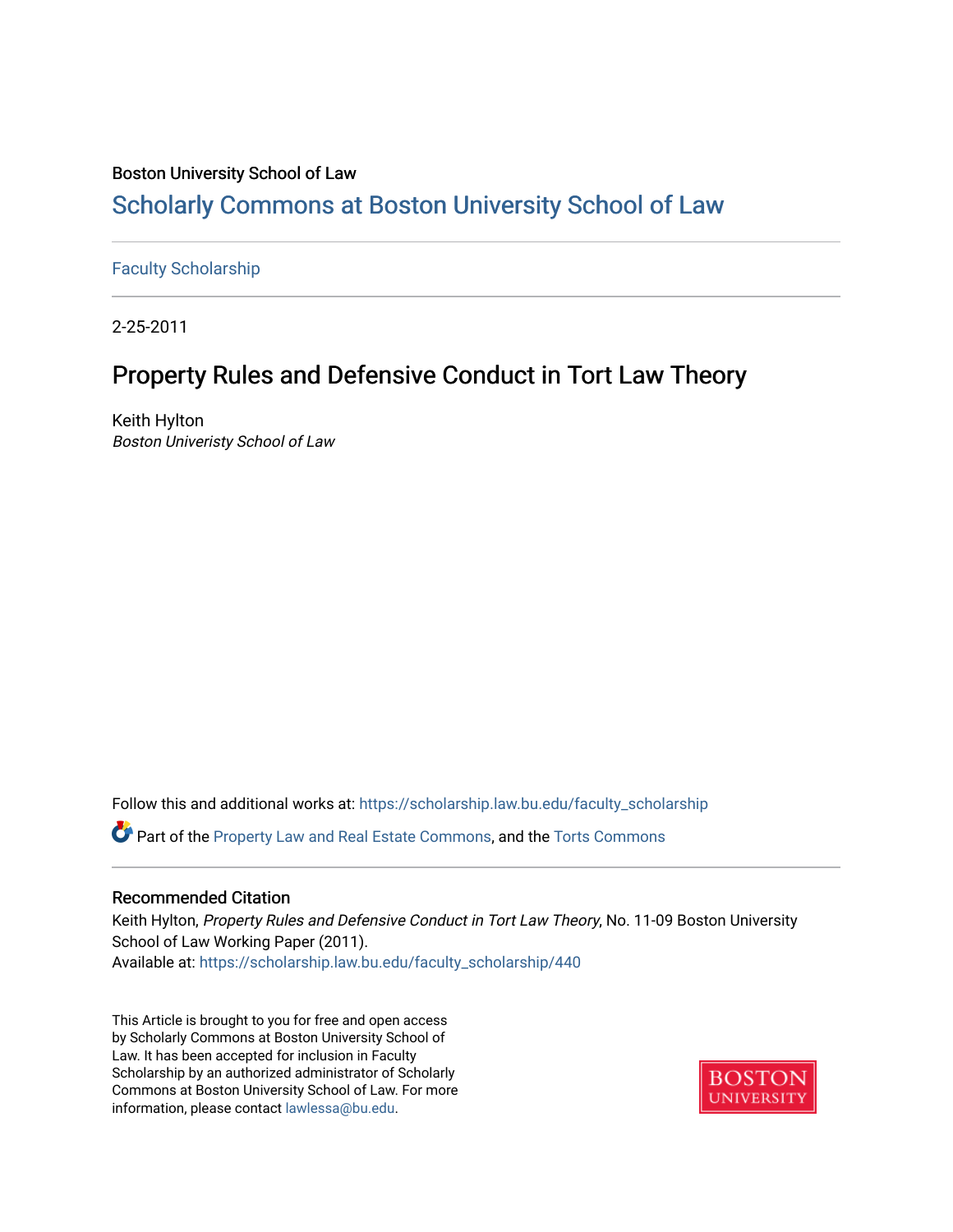Boston University School of Law

# Scholarly Commons at Boston University School of Law

Faculty Scholarship

2-25-2011

## Property Rules and Defensive Conduct in Tort Law Theory

Keith Hylton
*Boston Univeristy School of Law*

Follow this and additional works at: https://scholarship.law.bu.edu/faculty_scholarship

Part of the Property Law and Real Estate Commons, and the Torts Commons

### Recommended Citation

Keith Hylton, *Property Rules and Defensive Conduct in Tort Law Theory*, No. 11-09 Boston University School of Law Working Paper (2011).
Available at: https://scholarship.law.bu.edu/faculty_scholarship/440

This Article is brought to you for free and open access by Scholarly Commons at Boston University School of Law. It has been accepted for inclusion in Faculty Scholarship by an authorized administrator of Scholarly Commons at Boston University School of Law. For more information, please contact lawlessa@bu.edu.

BOSTON UNIVERSITY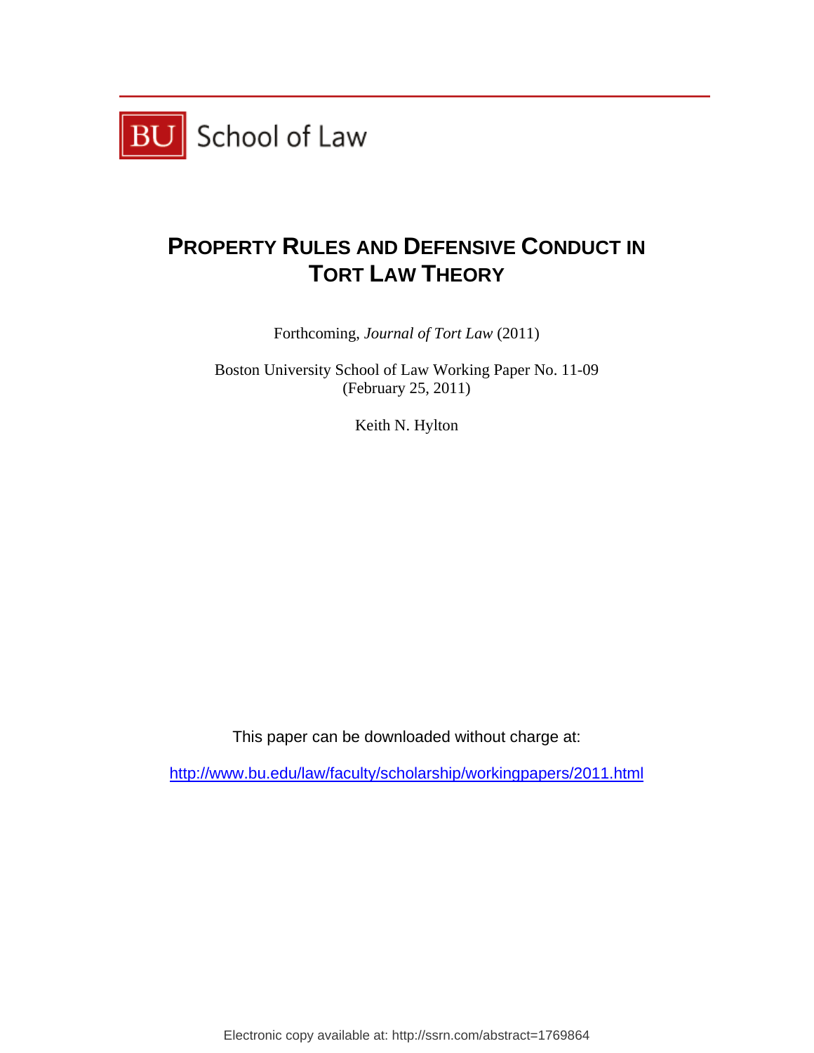BU School of Law

# PROPERTY RULES AND DEFENSIVE CONDUCT IN TORT LAW THEORY

Forthcoming, *Journal of Tort Law* (2011)

Boston University School of Law Working Paper No. 11-09
(February 25, 2011)

Keith N. Hylton

This paper can be downloaded without charge at:

http://www.bu.edu/law/faculty/scholarship/workingpapers/2011.html

Electronic copy available at: http://ssrn.com/abstract=1769864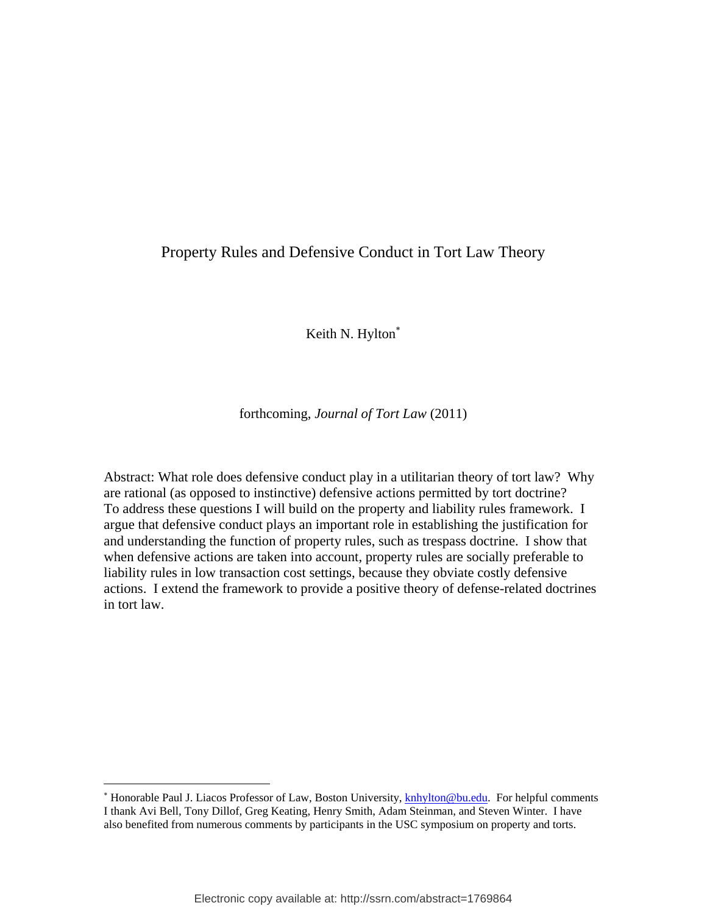# Property Rules and Defensive Conduct in Tort Law Theory

Keith N. Hylton[*]

forthcoming, *Journal of Tort Law* (2011)

Abstract: What role does defensive conduct play in a utilitarian theory of tort law? Why are rational (as opposed to instinctive) defensive actions permitted by tort doctrine? To address these questions I will build on the property and liability rules framework. I argue that defensive conduct plays an important role in establishing the justification for and understanding the function of property rules, such as trespass doctrine. I show that when defensive actions are taken into account, property rules are socially preferable to liability rules in low transaction cost settings, because they obviate costly defensive actions. I extend the framework to provide a positive theory of defense-related doctrines in tort law.

---

[*] Honorable Paul J. Liacos Professor of Law, Boston University, knhylton@bu.edu. For helpful comments I thank Avi Bell, Tony Dillof, Greg Keating, Henry Smith, Adam Steinman, and Steven Winter. I have also benefited from numerous comments by participants in the USC symposium on property and torts.

Electronic copy available at: http://ssrn.com/abstract=1769864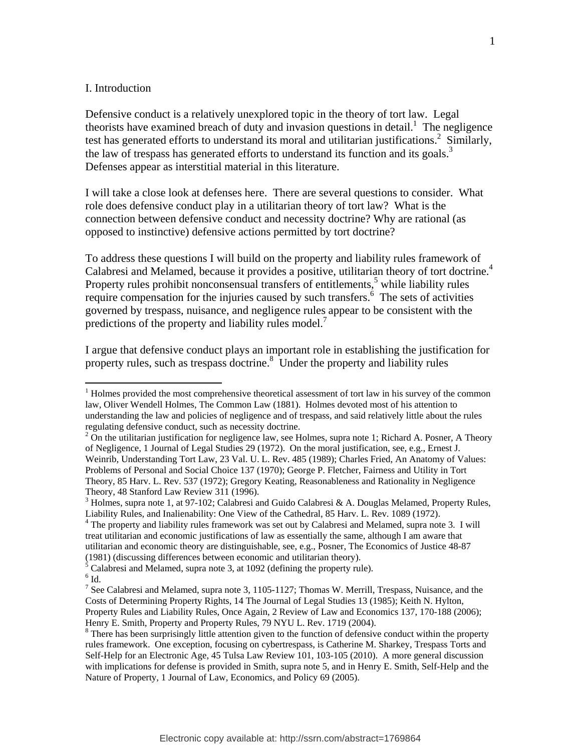## I. Introduction

Defensive conduct is a relatively unexplored topic in the theory of tort law. Legal theorists have examined breach of duty and invasion questions in detail.[1] The negligence test has generated efforts to understand its moral and utilitarian justifications.[2] Similarly, the law of trespass has generated efforts to understand its function and its goals.[3] Defenses appear as interstitial material in this literature.

I will take a close look at defenses here. There are several questions to consider. What role does defensive conduct play in a utilitarian theory of tort law? What is the connection between defensive conduct and necessity doctrine? Why are rational (as opposed to instinctive) defensive actions permitted by tort doctrine?

To address these questions I will build on the property and liability rules framework of Calabresi and Melamed, because it provides a positive, utilitarian theory of tort doctrine.[4] Property rules prohibit nonconsensual transfers of entitlements,[5] while liability rules require compensation for the injuries caused by such transfers.[6] The sets of activities governed by trespass, nuisance, and negligence rules appear to be consistent with the predictions of the property and liability rules model.[7]

I argue that defensive conduct plays an important role in establishing the justification for property rules, such as trespass doctrine.[8] Under the property and liability rules

---

[1] Holmes provided the most comprehensive theoretical assessment of tort law in his survey of the common law, Oliver Wendell Holmes, The Common Law (1881). Holmes devoted most of his attention to understanding the law and policies of negligence and of trespass, and said relatively little about the rules regulating defensive conduct, such as necessity doctrine.

[2] On the utilitarian justification for negligence law, see Holmes, supra note 1; Richard A. Posner, A Theory of Negligence, 1 Journal of Legal Studies 29 (1972). On the moral justification, see, e.g., Ernest J. Weinrib, Understanding Tort Law, 23 Val. U. L. Rev. 485 (1989); Charles Fried, An Anatomy of Values: Problems of Personal and Social Choice 137 (1970); George P. Fletcher, Fairness and Utility in Tort Theory, 85 Harv. L. Rev. 537 (1972); Gregory Keating, Reasonableness and Rationality in Negligence Theory, 48 Stanford Law Review 311 (1996).

[3] Holmes, supra note 1, at 97-102; Calabresi and Guido Calabresi & A. Douglas Melamed, Property Rules, Liability Rules, and Inalienability: One View of the Cathedral, 85 Harv. L. Rev. 1089 (1972).

[4] The property and liability rules framework was set out by Calabresi and Melamed, supra note 3. I will treat utilitarian and economic justifications of law as essentially the same, although I am aware that utilitarian and economic theory are distinguishable, see, e.g., Posner, The Economics of Justice 48-87 (1981) (discussing differences between economic and utilitarian theory).

[5] Calabresi and Melamed, supra note 3, at 1092 (defining the property rule).

[6] Id.

[7] See Calabresi and Melamed, supra note 3, 1105-1127; Thomas W. Merrill, Trespass, Nuisance, and the Costs of Determining Property Rights, 14 The Journal of Legal Studies 13 (1985); Keith N. Hylton, Property Rules and Liability Rules, Once Again, 2 Review of Law and Economics 137, 170-188 (2006); Henry E. Smith, Property and Property Rules, 79 NYU L. Rev. 1719 (2004).

[8] There has been surprisingly little attention given to the function of defensive conduct within the property rules framework. One exception, focusing on cybertrespass, is Catherine M. Sharkey, Trespass Torts and Self-Help for an Electronic Age, 45 Tulsa Law Review 101, 103-105 (2010). A more general discussion with implications for defense is provided in Smith, supra note 5, and in Henry E. Smith, Self-Help and the Nature of Property, 1 Journal of Law, Economics, and Policy 69 (2005).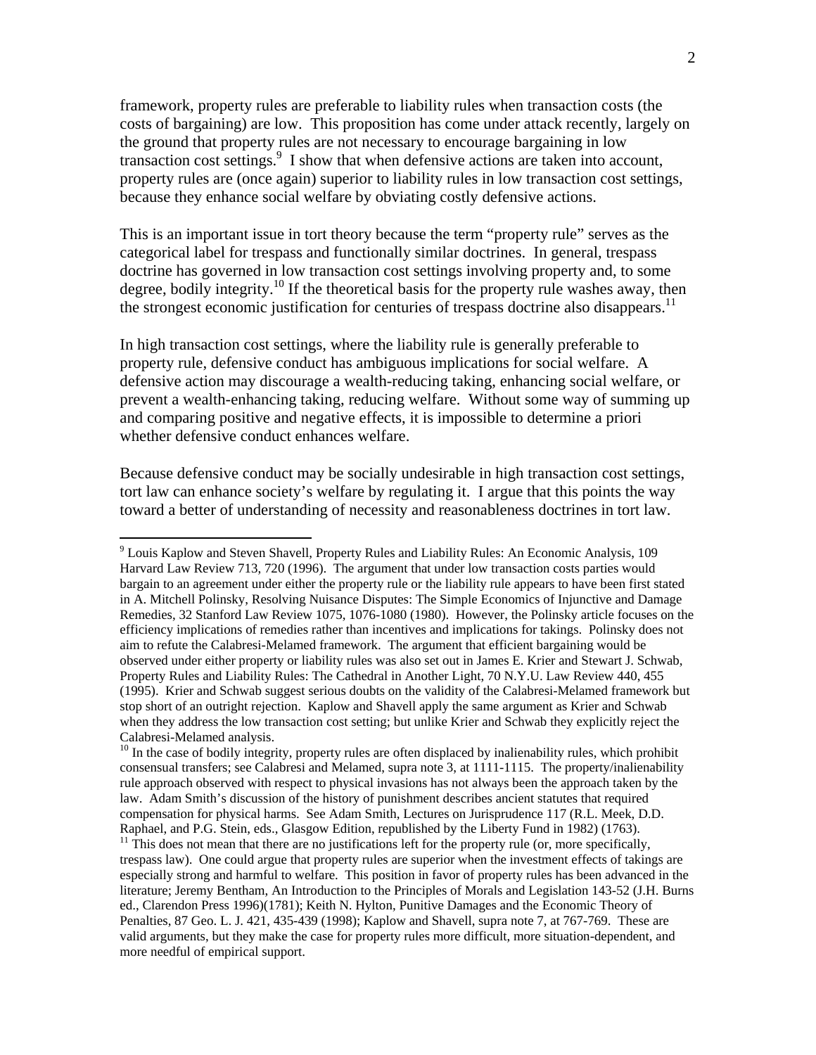framework, property rules are preferable to liability rules when transaction costs (the costs of bargaining) are low. This proposition has come under attack recently, largely on the ground that property rules are not necessary to encourage bargaining in low transaction cost settings.[9] I show that when defensive actions are taken into account, property rules are (once again) superior to liability rules in low transaction cost settings, because they enhance social welfare by obviating costly defensive actions.

This is an important issue in tort theory because the term "property rule" serves as the categorical label for trespass and functionally similar doctrines. In general, trespass doctrine has governed in low transaction cost settings involving property and, to some degree, bodily integrity.[10] If the theoretical basis for the property rule washes away, then the strongest economic justification for centuries of trespass doctrine also disappears.[11]

In high transaction cost settings, where the liability rule is generally preferable to property rule, defensive conduct has ambiguous implications for social welfare. A defensive action may discourage a wealth-reducing taking, enhancing social welfare, or prevent a wealth-enhancing taking, reducing welfare. Without some way of summing up and comparing positive and negative effects, it is impossible to determine a priori whether defensive conduct enhances welfare.

Because defensive conduct may be socially undesirable in high transaction cost settings, tort law can enhance society's welfare by regulating it. I argue that this points the way toward a better of understanding of necessity and reasonableness doctrines in tort law.

---

[9] Louis Kaplow and Steven Shavell, Property Rules and Liability Rules: An Economic Analysis, 109 Harvard Law Review 713, 720 (1996). The argument that under low transaction costs parties would bargain to an agreement under either the property rule or the liability rule appears to have been first stated in A. Mitchell Polinsky, Resolving Nuisance Disputes: The Simple Economics of Injunctive and Damage Remedies, 32 Stanford Law Review 1075, 1076-1080 (1980). However, the Polinsky article focuses on the efficiency implications of remedies rather than incentives and implications for takings. Polinsky does not aim to refute the Calabresi-Melamed framework. The argument that efficient bargaining would be observed under either property or liability rules was also set out in James E. Krier and Stewart J. Schwab, Property Rules and Liability Rules: The Cathedral in Another Light, 70 N.Y.U. Law Review 440, 455 (1995). Krier and Schwab suggest serious doubts on the validity of the Calabresi-Melamed framework but stop short of an outright rejection. Kaplow and Shavell apply the same argument as Krier and Schwab when they address the low transaction cost setting; but unlike Krier and Schwab they explicitly reject the Calabresi-Melamed analysis.

[10] In the case of bodily integrity, property rules are often displaced by inalienability rules, which prohibit consensual transfers; see Calabresi and Melamed, supra note 3, at 1111-1115. The property/inalienability rule approach observed with respect to physical invasions has not always been the approach taken by the law. Adam Smith's discussion of the history of punishment describes ancient statutes that required compensation for physical harms. See Adam Smith, Lectures on Jurisprudence 117 (R.L. Meek, D.D. Raphael, and P.G. Stein, eds., Glasgow Edition, republished by the Liberty Fund in 1982) (1763).

[11] This does not mean that there are no justifications left for the property rule (or, more specifically, trespass law). One could argue that property rules are superior when the investment effects of takings are especially strong and harmful to welfare. This position in favor of property rules has been advanced in the literature; Jeremy Bentham, An Introduction to the Principles of Morals and Legislation 143-52 (J.H. Burns ed., Clarendon Press 1996)(1781); Keith N. Hylton, Punitive Damages and the Economic Theory of Penalties, 87 Geo. L. J. 421, 435-439 (1998); Kaplow and Shavell, supra note 7, at 767-769. These are valid arguments, but they make the case for property rules more difficult, more situation-dependent, and more needful of empirical support.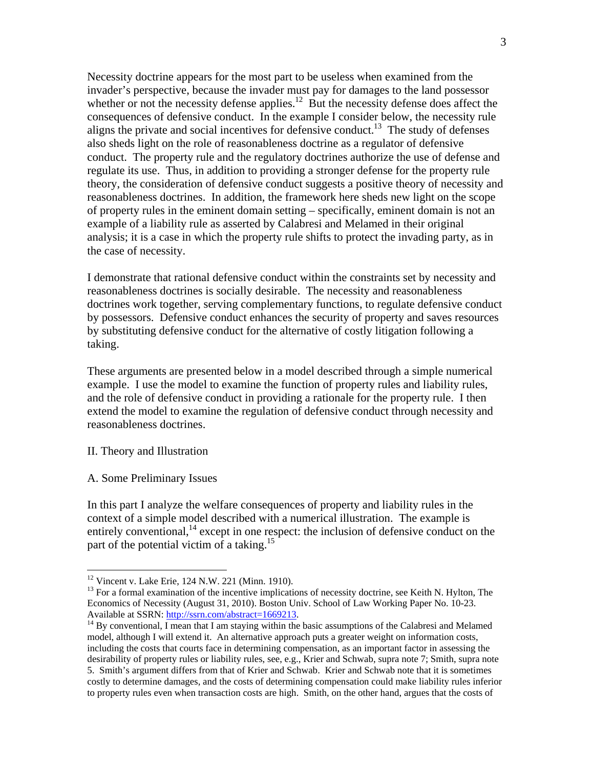Necessity doctrine appears for the most part to be useless when examined from the invader's perspective, because the invader must pay for damages to the land possessor whether or not the necessity defense applies.[12] But the necessity defense does affect the consequences of defensive conduct. In the example I consider below, the necessity rule aligns the private and social incentives for defensive conduct.[13] The study of defenses also sheds light on the role of reasonableness doctrine as a regulator of defensive conduct. The property rule and the regulatory doctrines authorize the use of defense and regulate its use. Thus, in addition to providing a stronger defense for the property rule theory, the consideration of defensive conduct suggests a positive theory of necessity and reasonableness doctrines. In addition, the framework here sheds new light on the scope of property rules in the eminent domain setting – specifically, eminent domain is not an example of a liability rule as asserted by Calabresi and Melamed in their original analysis; it is a case in which the property rule shifts to protect the invading party, as in the case of necessity.

I demonstrate that rational defensive conduct within the constraints set by necessity and reasonableness doctrines is socially desirable. The necessity and reasonableness doctrines work together, serving complementary functions, to regulate defensive conduct by possessors. Defensive conduct enhances the security of property and saves resources by substituting defensive conduct for the alternative of costly litigation following a taking.

These arguments are presented below in a model described through a simple numerical example. I use the model to examine the function of property rules and liability rules, and the role of defensive conduct in providing a rationale for the property rule. I then extend the model to examine the regulation of defensive conduct through necessity and reasonableness doctrines.

## II. Theory and Illustration

### A. Some Preliminary Issues

In this part I analyze the welfare consequences of property and liability rules in the context of a simple model described with a numerical illustration. The example is entirely conventional,[14] except in one respect: the inclusion of defensive conduct on the part of the potential victim of a taking.[15]

---

[12] Vincent v. Lake Erie, 124 N.W. 221 (Minn. 1910).

[13] For a formal examination of the incentive implications of necessity doctrine, see Keith N. Hylton, The Economics of Necessity (August 31, 2010). Boston Univ. School of Law Working Paper No. 10-23. Available at SSRN: http://ssrn.com/abstract=1669213.

[14] By conventional, I mean that I am staying within the basic assumptions of the Calabresi and Melamed model, although I will extend it. An alternative approach puts a greater weight on information costs, including the costs that courts face in determining compensation, as an important factor in assessing the desirability of property rules or liability rules, see, e.g., Krier and Schwab, supra note 7; Smith, supra note 5. Smith's argument differs from that of Krier and Schwab. Krier and Schwab note that it is sometimes costly to determine damages, and the costs of determining compensation could make liability rules inferior to property rules even when transaction costs are high. Smith, on the other hand, argues that the costs of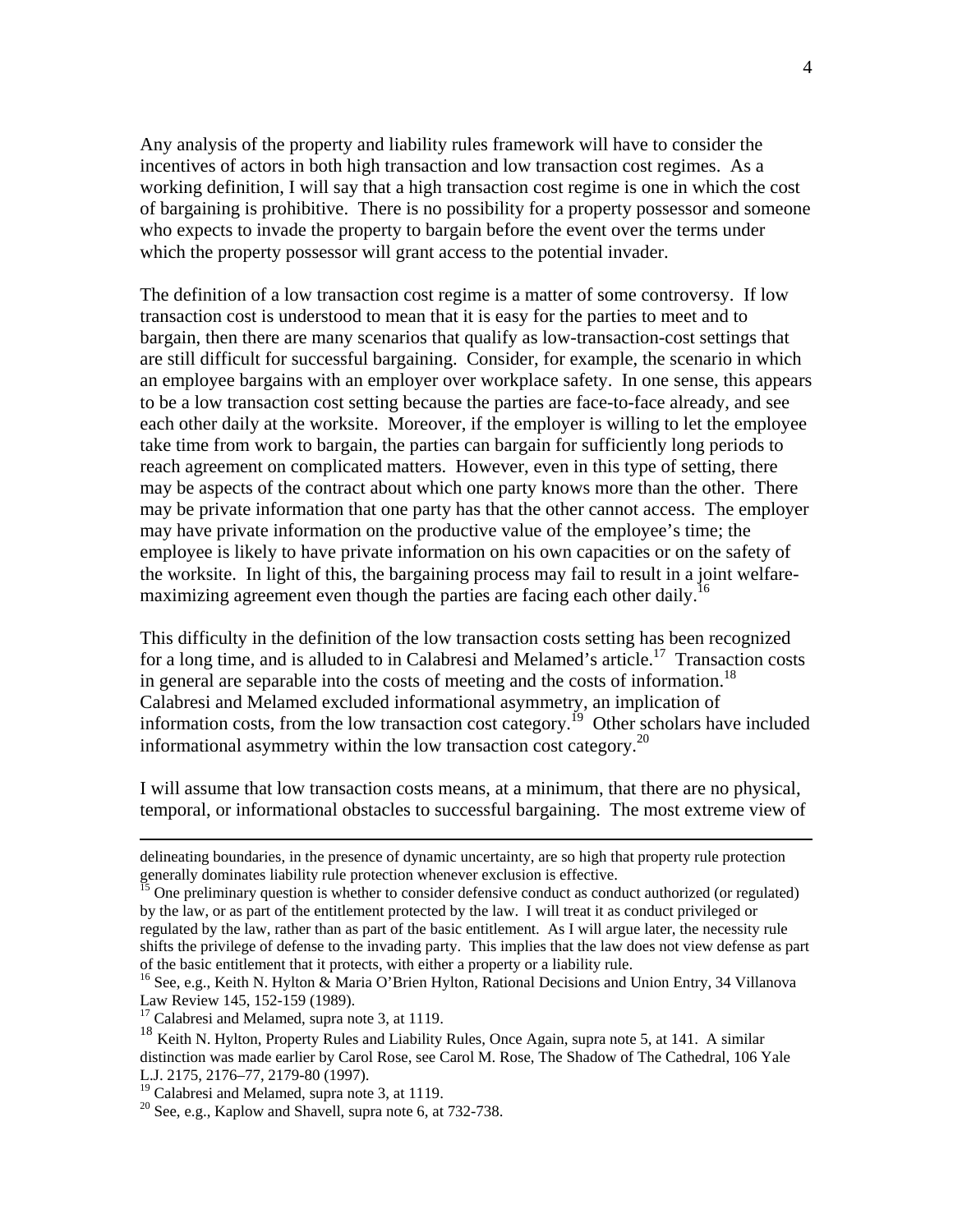Any analysis of the property and liability rules framework will have to consider the incentives of actors in both high transaction and low transaction cost regimes. As a working definition, I will say that a high transaction cost regime is one in which the cost of bargaining is prohibitive. There is no possibility for a property possessor and someone who expects to invade the property to bargain before the event over the terms under which the property possessor will grant access to the potential invader.

The definition of a low transaction cost regime is a matter of some controversy. If low transaction cost is understood to mean that it is easy for the parties to meet and to bargain, then there are many scenarios that qualify as low-transaction-cost settings that are still difficult for successful bargaining. Consider, for example, the scenario in which an employee bargains with an employer over workplace safety. In one sense, this appears to be a low transaction cost setting because the parties are face-to-face already, and see each other daily at the worksite. Moreover, if the employer is willing to let the employee take time from work to bargain, the parties can bargain for sufficiently long periods to reach agreement on complicated matters. However, even in this type of setting, there may be aspects of the contract about which one party knows more than the other. There may be private information that one party has that the other cannot access. The employer may have private information on the productive value of the employee's time; the employee is likely to have private information on his own capacities or on the safety of the worksite. In light of this, the bargaining process may fail to result in a joint welfare-maximizing agreement even though the parties are facing each other daily.[16]

This difficulty in the definition of the low transaction costs setting has been recognized for a long time, and is alluded to in Calabresi and Melamed's article.[17] Transaction costs in general are separable into the costs of meeting and the costs of information.[18] Calabresi and Melamed excluded informational asymmetry, an implication of information costs, from the low transaction cost category.[19] Other scholars have included informational asymmetry within the low transaction cost category.[20]

I will assume that low transaction costs means, at a minimum, that there are no physical, temporal, or informational obstacles to successful bargaining. The most extreme view of

---

delineating boundaries, in the presence of dynamic uncertainty, are so high that property rule protection generally dominates liability rule protection whenever exclusion is effective.

[15] One preliminary question is whether to consider defensive conduct as conduct authorized (or regulated) by the law, or as part of the entitlement protected by the law. I will treat it as conduct privileged or regulated by the law, rather than as part of the basic entitlement. As I will argue later, the necessity rule shifts the privilege of defense to the invading party. This implies that the law does not view defense as part of the basic entitlement that it protects, with either a property or a liability rule.

[16] See, e.g., Keith N. Hylton & Maria O'Brien Hylton, Rational Decisions and Union Entry, 34 Villanova Law Review 145, 152-159 (1989).

[17] Calabresi and Melamed, supra note 3, at 1119.

[18] Keith N. Hylton, Property Rules and Liability Rules, Once Again, supra note 5, at 141. A similar distinction was made earlier by Carol Rose, see Carol M. Rose, The Shadow of The Cathedral, 106 Yale L.J. 2175, 2176–77, 2179-80 (1997).

[19] Calabresi and Melamed, supra note 3, at 1119.

[20] See, e.g., Kaplow and Shavell, supra note 6, at 732-738.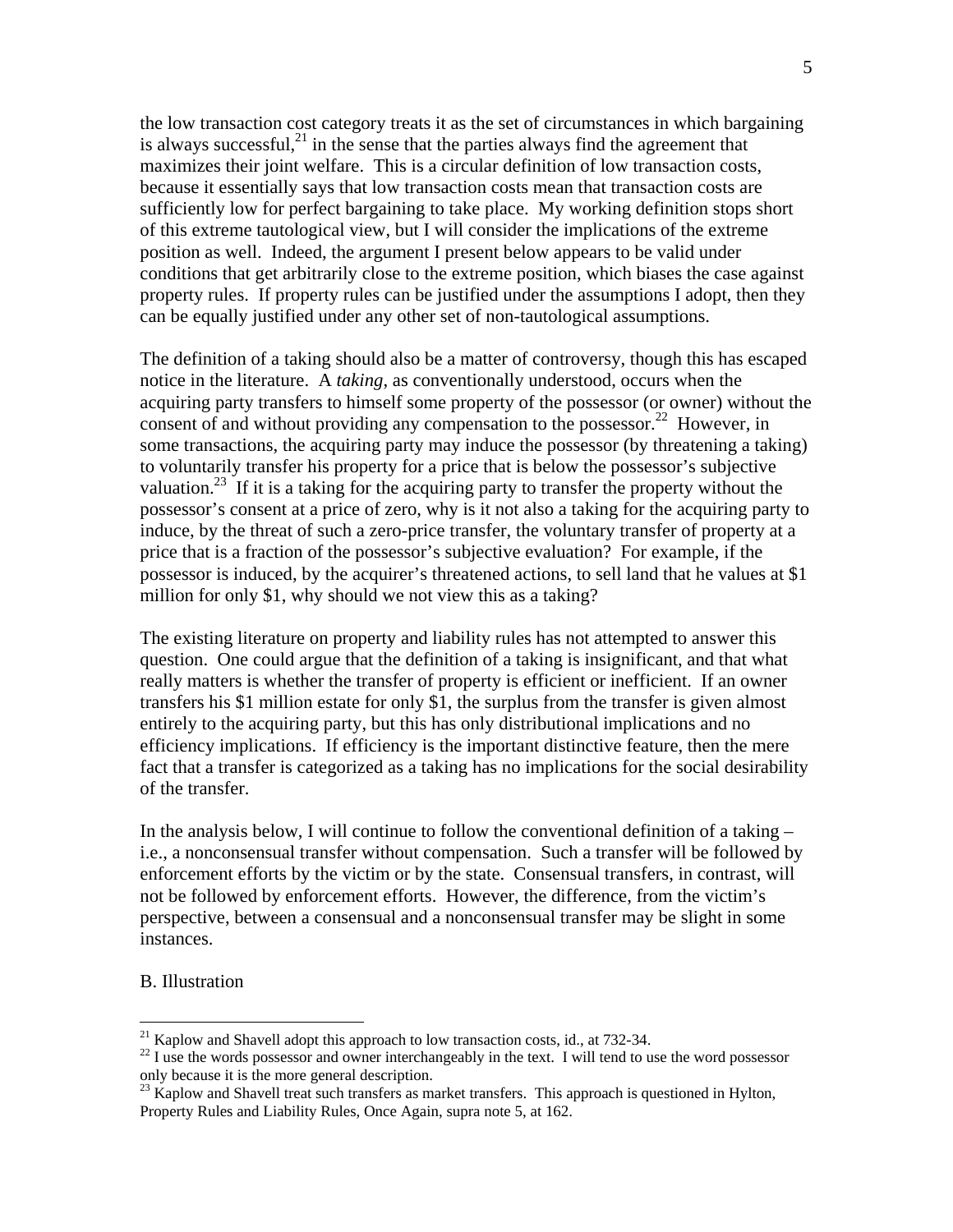the low transaction cost category treats it as the set of circumstances in which bargaining is always successful,[21] in the sense that the parties always find the agreement that maximizes their joint welfare. This is a circular definition of low transaction costs, because it essentially says that low transaction costs mean that transaction costs are sufficiently low for perfect bargaining to take place. My working definition stops short of this extreme tautological view, but I will consider the implications of the extreme position as well. Indeed, the argument I present below appears to be valid under conditions that get arbitrarily close to the extreme position, which biases the case against property rules. If property rules can be justified under the assumptions I adopt, then they can be equally justified under any other set of non-tautological assumptions.

The definition of a taking should also be a matter of controversy, though this has escaped notice in the literature. A *taking*, as conventionally understood, occurs when the acquiring party transfers to himself some property of the possessor (or owner) without the consent of and without providing any compensation to the possessor.[22] However, in some transactions, the acquiring party may induce the possessor (by threatening a taking) to voluntarily transfer his property for a price that is below the possessor's subjective valuation.[23] If it is a taking for the acquiring party to transfer the property without the possessor's consent at a price of zero, why is it not also a taking for the acquiring party to induce, by the threat of such a zero-price transfer, the voluntary transfer of property at a price that is a fraction of the possessor's subjective evaluation? For example, if the possessor is induced, by the acquirer's threatened actions, to sell land that he values at $1 million for only $1, why should we not view this as a taking?

The existing literature on property and liability rules has not attempted to answer this question. One could argue that the definition of a taking is insignificant, and that what really matters is whether the transfer of property is efficient or inefficient. If an owner transfers his $1 million estate for only $1, the surplus from the transfer is given almost entirely to the acquiring party, but this has only distributional implications and no efficiency implications. If efficiency is the important distinctive feature, then the mere fact that a transfer is categorized as a taking has no implications for the social desirability of the transfer.

In the analysis below, I will continue to follow the conventional definition of a taking – i.e., a nonconsensual transfer without compensation. Such a transfer will be followed by enforcement efforts by the victim or by the state. Consensual transfers, in contrast, will not be followed by enforcement efforts. However, the difference, from the victim's perspective, between a consensual and a nonconsensual transfer may be slight in some instances.

B. Illustration

---

[21] Kaplow and Shavell adopt this approach to low transaction costs, id., at 732-34.

[22] I use the words possessor and owner interchangeably in the text. I will tend to use the word possessor only because it is the more general description.

[23] Kaplow and Shavell treat such transfers as market transfers. This approach is questioned in Hylton, Property Rules and Liability Rules, Once Again, supra note 5, at 162.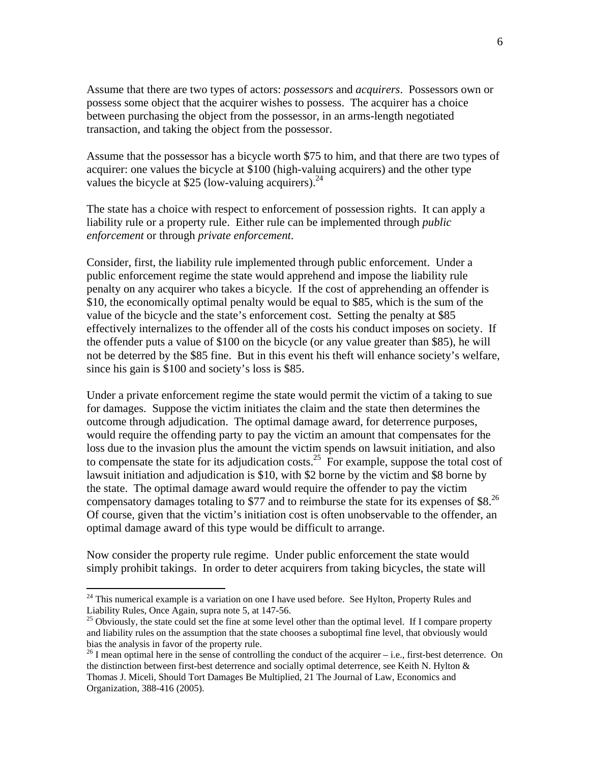Assume that there are two types of actors: *possessors* and *acquirers*. Possessors own or possess some object that the acquirer wishes to possess. The acquirer has a choice between purchasing the object from the possessor, in an arms-length negotiated transaction, and taking the object from the possessor.

Assume that the possessor has a bicycle worth \$75 to him, and that there are two types of acquirer: one values the bicycle at \$100 (high-valuing acquirers) and the other type values the bicycle at \$25 (low-valuing acquirers).[24]

The state has a choice with respect to enforcement of possession rights. It can apply a liability rule or a property rule. Either rule can be implemented through *public enforcement* or through *private enforcement*.

Consider, first, the liability rule implemented through public enforcement. Under a public enforcement regime the state would apprehend and impose the liability rule penalty on any acquirer who takes a bicycle. If the cost of apprehending an offender is \$10, the economically optimal penalty would be equal to \$85, which is the sum of the value of the bicycle and the state's enforcement cost. Setting the penalty at \$85 effectively internalizes to the offender all of the costs his conduct imposes on society. If the offender puts a value of \$100 on the bicycle (or any value greater than \$85), he will not be deterred by the \$85 fine. But in this event his theft will enhance society's welfare, since his gain is \$100 and society's loss is \$85.

Under a private enforcement regime the state would permit the victim of a taking to sue for damages. Suppose the victim initiates the claim and the state then determines the outcome through adjudication. The optimal damage award, for deterrence purposes, would require the offending party to pay the victim an amount that compensates for the loss due to the invasion plus the amount the victim spends on lawsuit initiation, and also to compensate the state for its adjudication costs.[25] For example, suppose the total cost of lawsuit initiation and adjudication is \$10, with \$2 borne by the victim and \$8 borne by the state. The optimal damage award would require the offender to pay the victim compensatory damages totaling to \$77 and to reimburse the state for its expenses of \$8.[26] Of course, given that the victim's initiation cost is often unobservable to the offender, an optimal damage award of this type would be difficult to arrange.

Now consider the property rule regime. Under public enforcement the state would simply prohibit takings. In order to deter acquirers from taking bicycles, the state will

---

[24] This numerical example is a variation on one I have used before. See Hylton, Property Rules and Liability Rules, Once Again, supra note 5, at 147-56.

[25] Obviously, the state could set the fine at some level other than the optimal level. If I compare property and liability rules on the assumption that the state chooses a suboptimal fine level, that obviously would bias the analysis in favor of the property rule.

[26] I mean optimal here in the sense of controlling the conduct of the acquirer – i.e., first-best deterrence. On the distinction between first-best deterrence and socially optimal deterrence, see Keith N. Hylton & Thomas J. Miceli, Should Tort Damages Be Multiplied, 21 The Journal of Law, Economics and Organization, 388-416 (2005).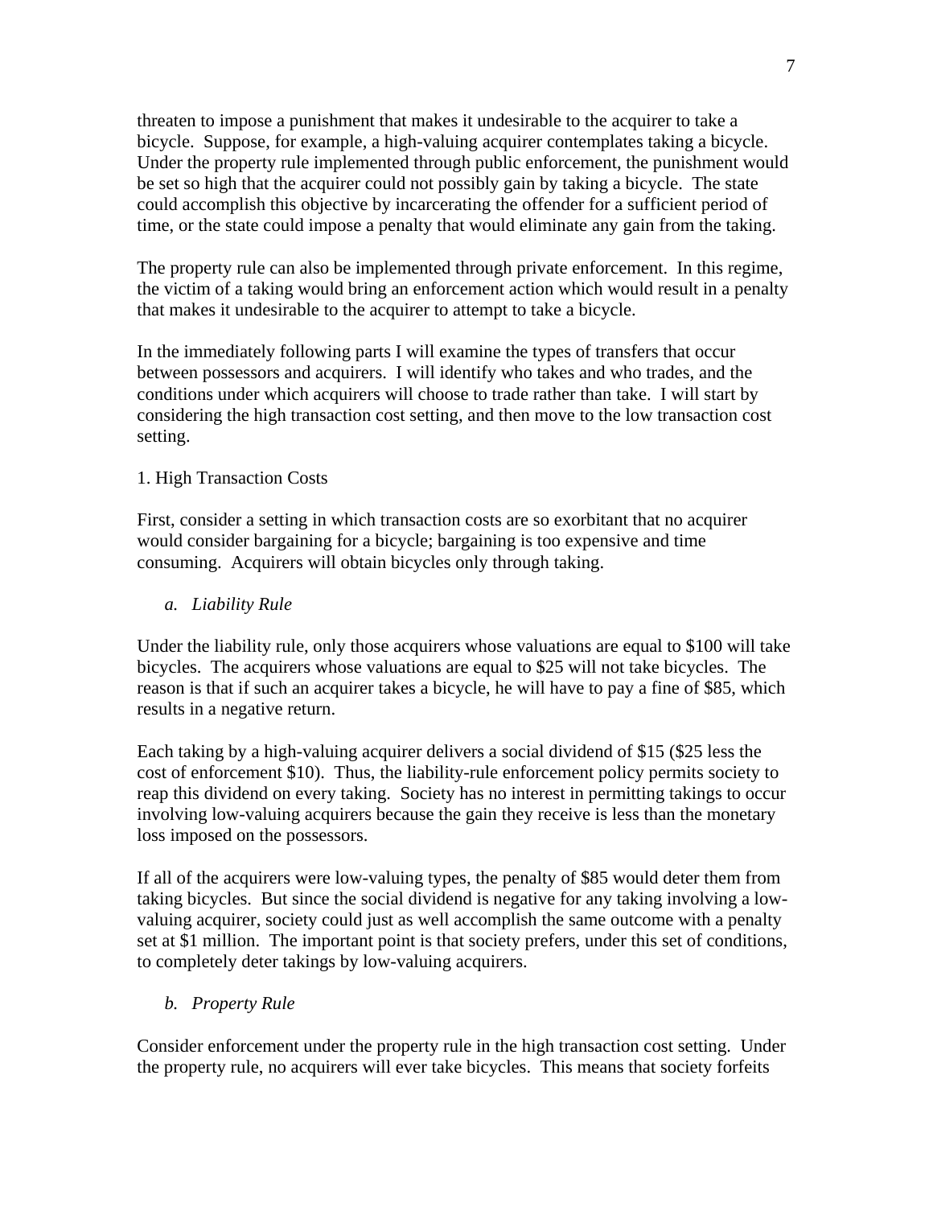threaten to impose a punishment that makes it undesirable to the acquirer to take a bicycle. Suppose, for example, a high-valuing acquirer contemplates taking a bicycle. Under the property rule implemented through public enforcement, the punishment would be set so high that the acquirer could not possibly gain by taking a bicycle. The state could accomplish this objective by incarcerating the offender for a sufficient period of time, or the state could impose a penalty that would eliminate any gain from the taking.

The property rule can also be implemented through private enforcement. In this regime, the victim of a taking would bring an enforcement action which would result in a penalty that makes it undesirable to the acquirer to attempt to take a bicycle.

In the immediately following parts I will examine the types of transfers that occur between possessors and acquirers. I will identify who takes and who trades, and the conditions under which acquirers will choose to trade rather than take. I will start by considering the high transaction cost setting, and then move to the low transaction cost setting.

### 1. High Transaction Costs

First, consider a setting in which transaction costs are so exorbitant that no acquirer would consider bargaining for a bicycle; bargaining is too expensive and time consuming. Acquirers will obtain bicycles only through taking.

#### *a. Liability Rule*

Under the liability rule, only those acquirers whose valuations are equal to $100 will take bicycles. The acquirers whose valuations are equal to $25 will not take bicycles. The reason is that if such an acquirer takes a bicycle, he will have to pay a fine of $85, which results in a negative return.

Each taking by a high-valuing acquirer delivers a social dividend of $15 ($25 less the cost of enforcement $10). Thus, the liability-rule enforcement policy permits society to reap this dividend on every taking. Society has no interest in permitting takings to occur involving low-valuing acquirers because the gain they receive is less than the monetary loss imposed on the possessors.

If all of the acquirers were low-valuing types, the penalty of $85 would deter them from taking bicycles. But since the social dividend is negative for any taking involving a low-valuing acquirer, society could just as well accomplish the same outcome with a penalty set at $1 million. The important point is that society prefers, under this set of conditions, to completely deter takings by low-valuing acquirers.

#### *b. Property Rule*

Consider enforcement under the property rule in the high transaction cost setting. Under the property rule, no acquirers will ever take bicycles. This means that society forfeits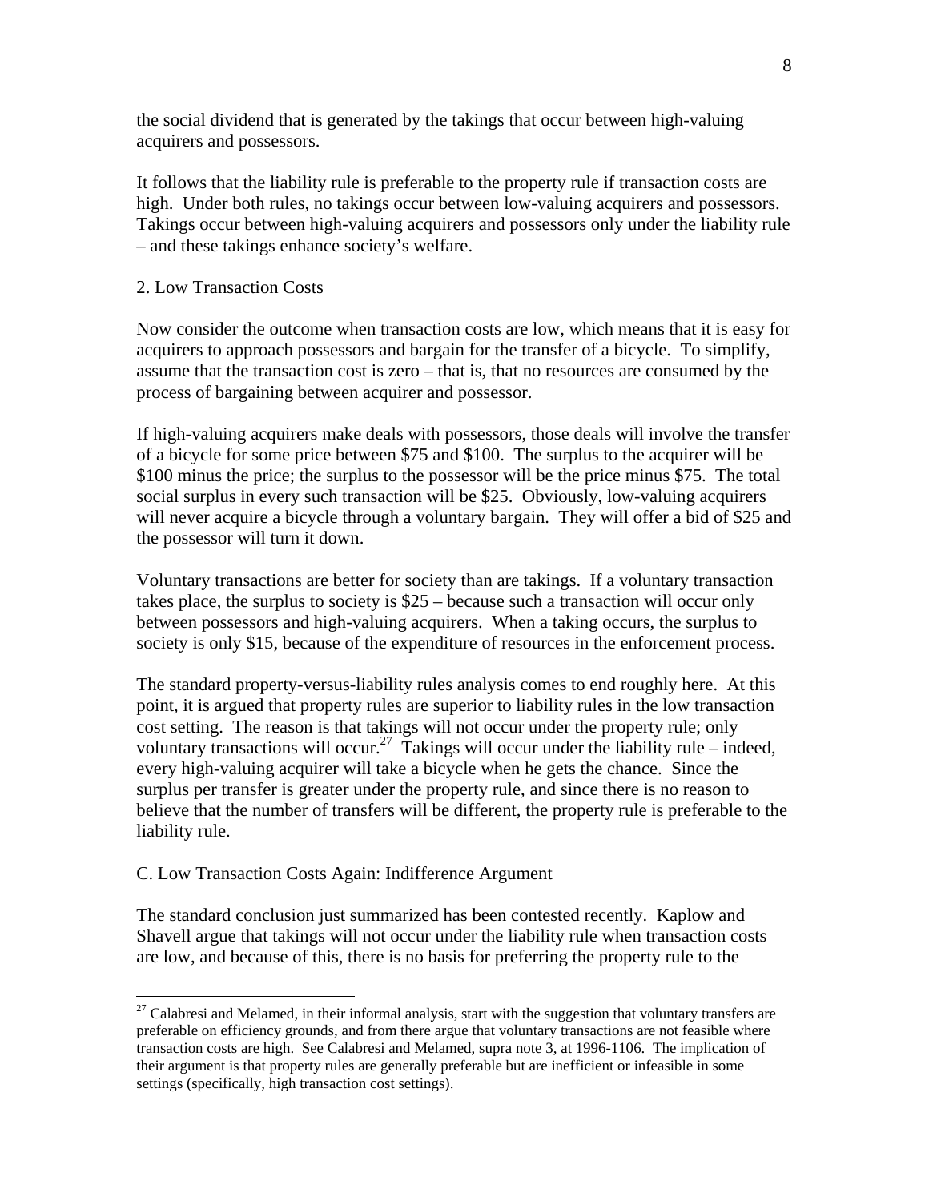the social dividend that is generated by the takings that occur between high-valuing acquirers and possessors.

It follows that the liability rule is preferable to the property rule if transaction costs are high. Under both rules, no takings occur between low-valuing acquirers and possessors. Takings occur between high-valuing acquirers and possessors only under the liability rule – and these takings enhance society's welfare.

### 2. Low Transaction Costs

Now consider the outcome when transaction costs are low, which means that it is easy for acquirers to approach possessors and bargain for the transfer of a bicycle. To simplify, assume that the transaction cost is zero – that is, that no resources are consumed by the process of bargaining between acquirer and possessor.

If high-valuing acquirers make deals with possessors, those deals will involve the transfer of a bicycle for some price between $75 and $100. The surplus to the acquirer will be $100 minus the price; the surplus to the possessor will be the price minus $75. The total social surplus in every such transaction will be $25. Obviously, low-valuing acquirers will never acquire a bicycle through a voluntary bargain. They will offer a bid of $25 and the possessor will turn it down.

Voluntary transactions are better for society than are takings. If a voluntary transaction takes place, the surplus to society is $25 – because such a transaction will occur only between possessors and high-valuing acquirers. When a taking occurs, the surplus to society is only $15, because of the expenditure of resources in the enforcement process.

The standard property-versus-liability rules analysis comes to end roughly here. At this point, it is argued that property rules are superior to liability rules in the low transaction cost setting. The reason is that takings will not occur under the property rule; only voluntary transactions will occur.[27] Takings will occur under the liability rule – indeed, every high-valuing acquirer will take a bicycle when he gets the chance. Since the surplus per transfer is greater under the property rule, and since there is no reason to believe that the number of transfers will be different, the property rule is preferable to the liability rule.

## C. Low Transaction Costs Again: Indifference Argument

The standard conclusion just summarized has been contested recently. Kaplow and Shavell argue that takings will not occur under the liability rule when transaction costs are low, and because of this, there is no basis for preferring the property rule to the

[27] Calabresi and Melamed, in their informal analysis, start with the suggestion that voluntary transfers are preferable on efficiency grounds, and from there argue that voluntary transactions are not feasible where transaction costs are high. See Calabresi and Melamed, supra note 3, at 1996-1106. The implication of their argument is that property rules are generally preferable but are inefficient or infeasible in some settings (specifically, high transaction cost settings).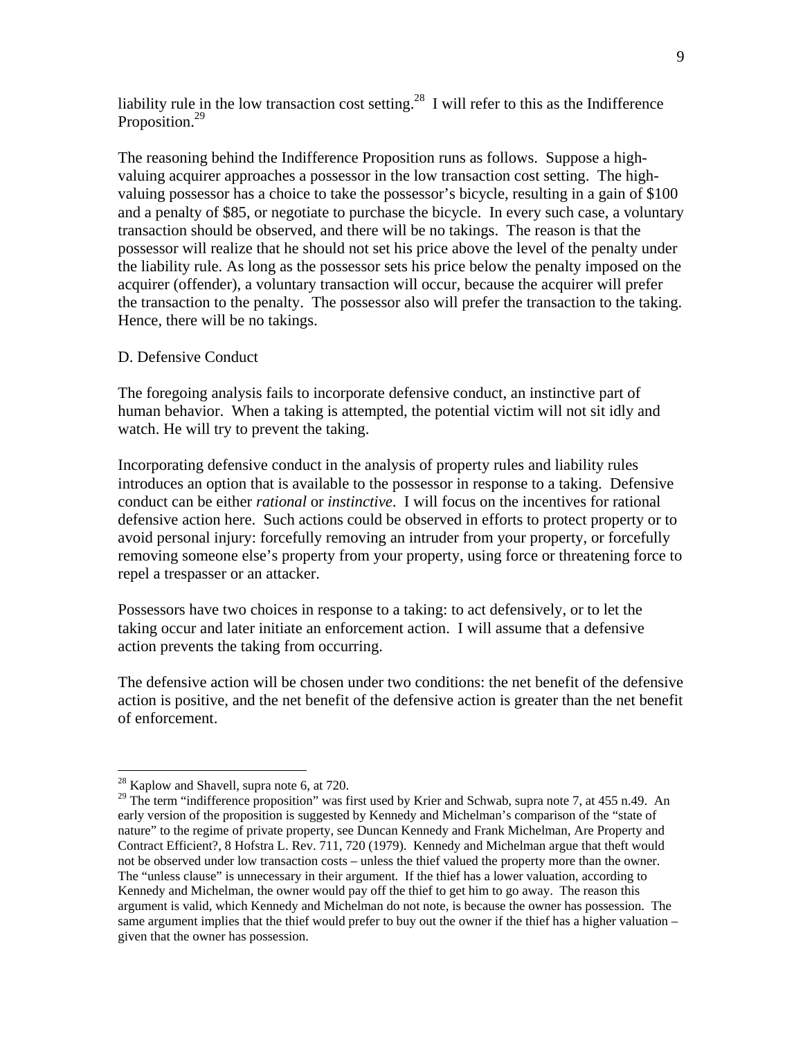liability rule in the low transaction cost setting.[28] I will refer to this as the Indifference Proposition.[29]

The reasoning behind the Indifference Proposition runs as follows. Suppose a high-valuing acquirer approaches a possessor in the low transaction cost setting. The high-valuing possessor has a choice to take the possessor's bicycle, resulting in a gain of $100 and a penalty of $85, or negotiate to purchase the bicycle. In every such case, a voluntary transaction should be observed, and there will be no takings. The reason is that the possessor will realize that he should not set his price above the level of the penalty under the liability rule. As long as the possessor sets his price below the penalty imposed on the acquirer (offender), a voluntary transaction will occur, because the acquirer will prefer the transaction to the penalty. The possessor also will prefer the transaction to the taking. Hence, there will be no takings.

D. Defensive Conduct

The foregoing analysis fails to incorporate defensive conduct, an instinctive part of human behavior. When a taking is attempted, the potential victim will not sit idly and watch. He will try to prevent the taking.

Incorporating defensive conduct in the analysis of property rules and liability rules introduces an option that is available to the possessor in response to a taking. Defensive conduct can be either *rational* or *instinctive*. I will focus on the incentives for rational defensive action here. Such actions could be observed in efforts to protect property or to avoid personal injury: forcefully removing an intruder from your property, or forcefully removing someone else's property from your property, using force or threatening force to repel a trespasser or an attacker.

Possessors have two choices in response to a taking: to act defensively, or to let the taking occur and later initiate an enforcement action. I will assume that a defensive action prevents the taking from occurring.

The defensive action will be chosen under two conditions: the net benefit of the defensive action is positive, and the net benefit of the defensive action is greater than the net benefit of enforcement.

---

[28] Kaplow and Shavell, supra note 6, at 720.

[29] The term "indifference proposition" was first used by Krier and Schwab, supra note 7, at 455 n.49. An early version of the proposition is suggested by Kennedy and Michelman's comparison of the "state of nature" to the regime of private property, see Duncan Kennedy and Frank Michelman, Are Property and Contract Efficient?, 8 Hofstra L. Rev. 711, 720 (1979). Kennedy and Michelman argue that theft would not be observed under low transaction costs – unless the thief valued the property more than the owner. The "unless clause" is unnecessary in their argument. If the thief has a lower valuation, according to Kennedy and Michelman, the owner would pay off the thief to get him to go away. The reason this argument is valid, which Kennedy and Michelman do not note, is because the owner has possession. The same argument implies that the thief would prefer to buy out the owner if the thief has a higher valuation – given that the owner has possession.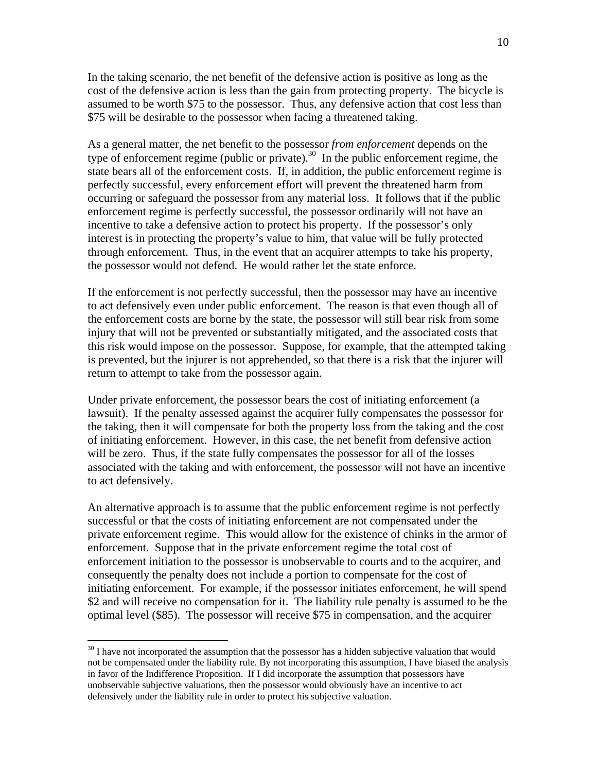In the taking scenario, the net benefit of the defensive action is positive as long as the cost of the defensive action is less than the gain from protecting property. The bicycle is assumed to be worth $75 to the possessor. Thus, any defensive action that cost less than $75 will be desirable to the possessor when facing a threatened taking.

As a general matter, the net benefit to the possessor *from enforcement* depends on the type of enforcement regime (public or private).[30] In the public enforcement regime, the state bears all of the enforcement costs. If, in addition, the public enforcement regime is perfectly successful, every enforcement effort will prevent the threatened harm from occurring or safeguard the possessor from any material loss. It follows that if the public enforcement regime is perfectly successful, the possessor ordinarily will not have an incentive to take a defensive action to protect his property. If the possessor's only interest is in protecting the property's value to him, that value will be fully protected through enforcement. Thus, in the event that an acquirer attempts to take his property, the possessor would not defend. He would rather let the state enforce.

If the enforcement is not perfectly successful, then the possessor may have an incentive to act defensively even under public enforcement. The reason is that even though all of the enforcement costs are borne by the state, the possessor will still bear risk from some injury that will not be prevented or substantially mitigated, and the associated costs that this risk would impose on the possessor. Suppose, for example, that the attempted taking is prevented, but the injurer is not apprehended, so that there is a risk that the injurer will return to attempt to take from the possessor again.

Under private enforcement, the possessor bears the cost of initiating enforcement (a lawsuit). If the penalty assessed against the acquirer fully compensates the possessor for the taking, then it will compensate for both the property loss from the taking and the cost of initiating enforcement. However, in this case, the net benefit from defensive action will be zero. Thus, if the state fully compensates the possessor for all of the losses associated with the taking and with enforcement, the possessor will not have an incentive to act defensively.

An alternative approach is to assume that the public enforcement regime is not perfectly successful or that the costs of initiating enforcement are not compensated under the private enforcement regime. This would allow for the existence of chinks in the armor of enforcement. Suppose that in the private enforcement regime the total cost of enforcement initiation to the possessor is unobservable to courts and to the acquirer, and consequently the penalty does not include a portion to compensate for the cost of initiating enforcement. For example, if the possessor initiates enforcement, he will spend $2 and will receive no compensation for it. The liability rule penalty is assumed to be the optimal level ($85). The possessor will receive $75 in compensation, and the acquirer

[30] I have not incorporated the assumption that the possessor has a hidden subjective valuation that would not be compensated under the liability rule. By not incorporating this assumption, I have biased the analysis in favor of the Indifference Proposition. If I did incorporate the assumption that possessors have unobservable subjective valuations, then the possessor would obviously have an incentive to act defensively under the liability rule in order to protect his subjective valuation.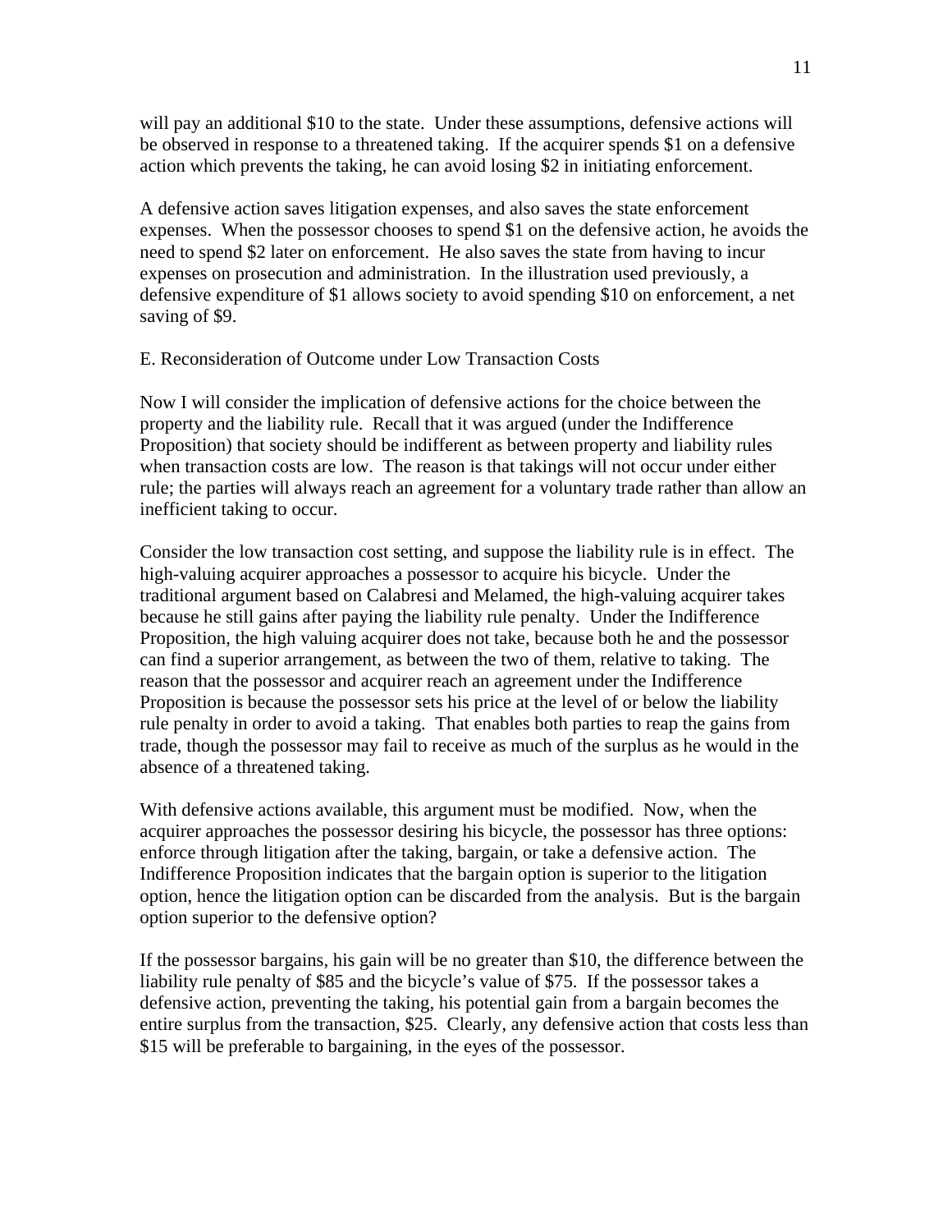will pay an additional $10 to the state. Under these assumptions, defensive actions will be observed in response to a threatened taking. If the acquirer spends $1 on a defensive action which prevents the taking, he can avoid losing $2 in initiating enforcement.

A defensive action saves litigation expenses, and also saves the state enforcement expenses. When the possessor chooses to spend $1 on the defensive action, he avoids the need to spend $2 later on enforcement. He also saves the state from having to incur expenses on prosecution and administration. In the illustration used previously, a defensive expenditure of $1 allows society to avoid spending $10 on enforcement, a net saving of $9.

E. Reconsideration of Outcome under Low Transaction Costs

Now I will consider the implication of defensive actions for the choice between the property and the liability rule. Recall that it was argued (under the Indifference Proposition) that society should be indifferent as between property and liability rules when transaction costs are low. The reason is that takings will not occur under either rule; the parties will always reach an agreement for a voluntary trade rather than allow an inefficient taking to occur.

Consider the low transaction cost setting, and suppose the liability rule is in effect. The high-valuing acquirer approaches a possessor to acquire his bicycle. Under the traditional argument based on Calabresi and Melamed, the high-valuing acquirer takes because he still gains after paying the liability rule penalty. Under the Indifference Proposition, the high valuing acquirer does not take, because both he and the possessor can find a superior arrangement, as between the two of them, relative to taking. The reason that the possessor and acquirer reach an agreement under the Indifference Proposition is because the possessor sets his price at the level of or below the liability rule penalty in order to avoid a taking. That enables both parties to reap the gains from trade, though the possessor may fail to receive as much of the surplus as he would in the absence of a threatened taking.

With defensive actions available, this argument must be modified. Now, when the acquirer approaches the possessor desiring his bicycle, the possessor has three options: enforce through litigation after the taking, bargain, or take a defensive action. The Indifference Proposition indicates that the bargain option is superior to the litigation option, hence the litigation option can be discarded from the analysis. But is the bargain option superior to the defensive option?

If the possessor bargains, his gain will be no greater than $10, the difference between the liability rule penalty of $85 and the bicycle's value of $75. If the possessor takes a defensive action, preventing the taking, his potential gain from a bargain becomes the entire surplus from the transaction, $25. Clearly, any defensive action that costs less than $15 will be preferable to bargaining, in the eyes of the possessor.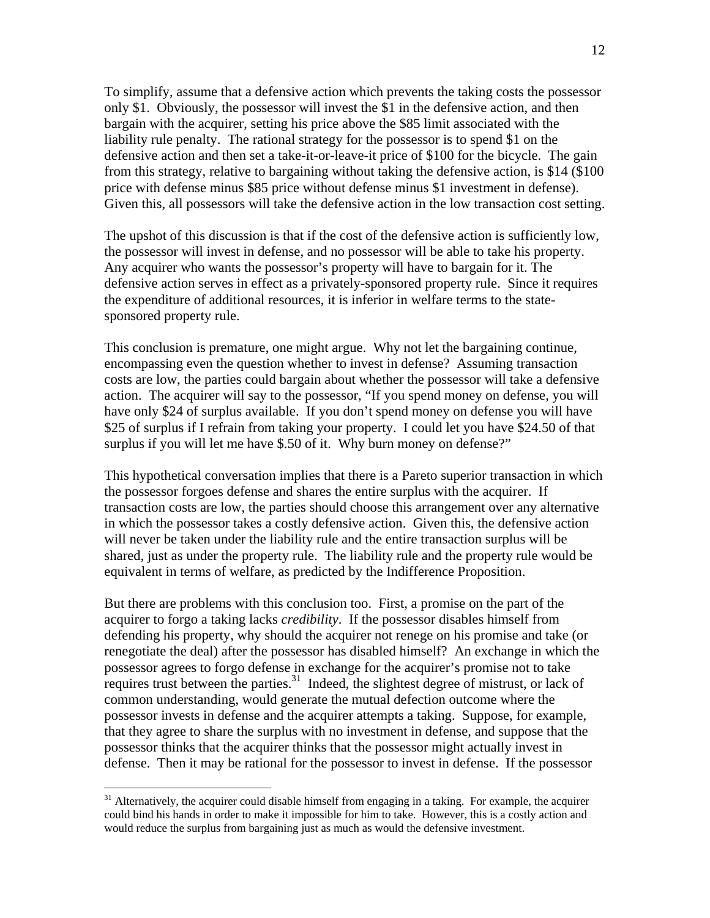To simplify, assume that a defensive action which prevents the taking costs the possessor only $1. Obviously, the possessor will invest the $1 in the defensive action, and then bargain with the acquirer, setting his price above the $85 limit associated with the liability rule penalty. The rational strategy for the possessor is to spend $1 on the defensive action and then set a take-it-or-leave-it price of $100 for the bicycle. The gain from this strategy, relative to bargaining without taking the defensive action, is $14 ($100 price with defense minus $85 price without defense minus $1 investment in defense). Given this, all possessors will take the defensive action in the low transaction cost setting.

The upshot of this discussion is that if the cost of the defensive action is sufficiently low, the possessor will invest in defense, and no possessor will be able to take his property. Any acquirer who wants the possessor's property will have to bargain for it. The defensive action serves in effect as a privately-sponsored property rule. Since it requires the expenditure of additional resources, it is inferior in welfare terms to the state-sponsored property rule.

This conclusion is premature, one might argue. Why not let the bargaining continue, encompassing even the question whether to invest in defense? Assuming transaction costs are low, the parties could bargain about whether the possessor will take a defensive action. The acquirer will say to the possessor, "If you spend money on defense, you will have only $24 of surplus available. If you don't spend money on defense you will have $25 of surplus if I refrain from taking your property. I could let you have $24.50 of that surplus if you will let me have $.50 of it. Why burn money on defense?"

This hypothetical conversation implies that there is a Pareto superior transaction in which the possessor forgoes defense and shares the entire surplus with the acquirer. If transaction costs are low, the parties should choose this arrangement over any alternative in which the possessor takes a costly defensive action. Given this, the defensive action will never be taken under the liability rule and the entire transaction surplus will be shared, just as under the property rule. The liability rule and the property rule would be equivalent in terms of welfare, as predicted by the Indifference Proposition.

But there are problems with this conclusion too. First, a promise on the part of the acquirer to forgo a taking lacks *credibility*. If the possessor disables himself from defending his property, why should the acquirer not renege on his promise and take (or renegotiate the deal) after the possessor has disabled himself? An exchange in which the possessor agrees to forgo defense in exchange for the acquirer's promise not to take requires trust between the parties.[31] Indeed, the slightest degree of mistrust, or lack of common understanding, would generate the mutual defection outcome where the possessor invests in defense and the acquirer attempts a taking. Suppose, for example, that they agree to share the surplus with no investment in defense, and suppose that the possessor thinks that the acquirer thinks that the possessor might actually invest in defense. Then it may be rational for the possessor to invest in defense. If the possessor

[31] Alternatively, the acquirer could disable himself from engaging in a taking. For example, the acquirer could bind his hands in order to make it impossible for him to take. However, this is a costly action and would reduce the surplus from bargaining just as much as would the defensive investment.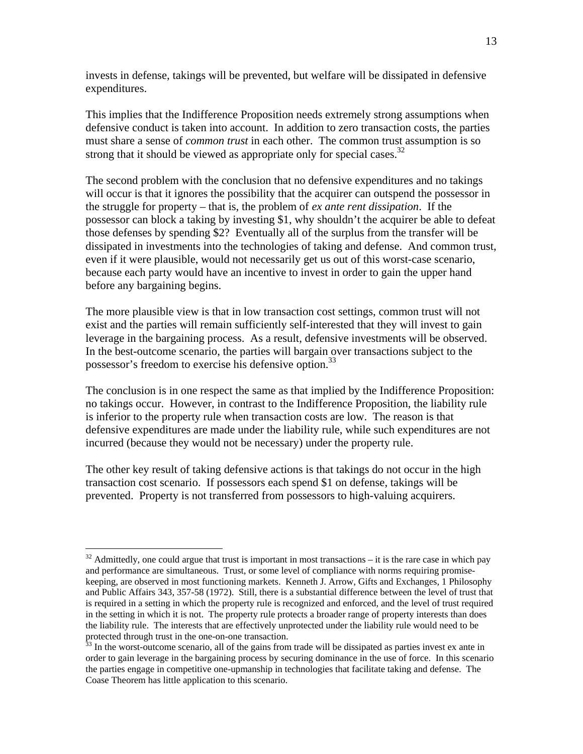invests in defense, takings will be prevented, but welfare will be dissipated in defensive expenditures.

This implies that the Indifference Proposition needs extremely strong assumptions when defensive conduct is taken into account. In addition to zero transaction costs, the parties must share a sense of *common trust* in each other. The common trust assumption is so strong that it should be viewed as appropriate only for special cases.[32]

The second problem with the conclusion that no defensive expenditures and no takings will occur is that it ignores the possibility that the acquirer can outspend the possessor in the struggle for property – that is, the problem of *ex ante rent dissipation*. If the possessor can block a taking by investing $1, why shouldn't the acquirer be able to defeat those defenses by spending $2? Eventually all of the surplus from the transfer will be dissipated in investments into the technologies of taking and defense. And common trust, even if it were plausible, would not necessarily get us out of this worst-case scenario, because each party would have an incentive to invest in order to gain the upper hand before any bargaining begins.

The more plausible view is that in low transaction cost settings, common trust will not exist and the parties will remain sufficiently self-interested that they will invest to gain leverage in the bargaining process. As a result, defensive investments will be observed. In the best-outcome scenario, the parties will bargain over transactions subject to the possessor's freedom to exercise his defensive option.[33]

The conclusion is in one respect the same as that implied by the Indifference Proposition: no takings occur. However, in contrast to the Indifference Proposition, the liability rule is inferior to the property rule when transaction costs are low. The reason is that defensive expenditures are made under the liability rule, while such expenditures are not incurred (because they would not be necessary) under the property rule.

The other key result of taking defensive actions is that takings do not occur in the high transaction cost scenario. If possessors each spend $1 on defense, takings will be prevented. Property is not transferred from possessors to high-valuing acquirers.

---

[32] Admittedly, one could argue that trust is important in most transactions – it is the rare case in which pay and performance are simultaneous. Trust, or some level of compliance with norms requiring promise-keeping, are observed in most functioning markets. Kenneth J. Arrow, Gifts and Exchanges, 1 Philosophy and Public Affairs 343, 357-58 (1972). Still, there is a substantial difference between the level of trust that is required in a setting in which the property rule is recognized and enforced, and the level of trust required in the setting in which it is not. The property rule protects a broader range of property interests than does the liability rule. The interests that are effectively unprotected under the liability rule would need to be protected through trust in the one-on-one transaction.

[33] In the worst-outcome scenario, all of the gains from trade will be dissipated as parties invest ex ante in order to gain leverage in the bargaining process by securing dominance in the use of force. In this scenario the parties engage in competitive one-upmanship in technologies that facilitate taking and defense. The Coase Theorem has little application to this scenario.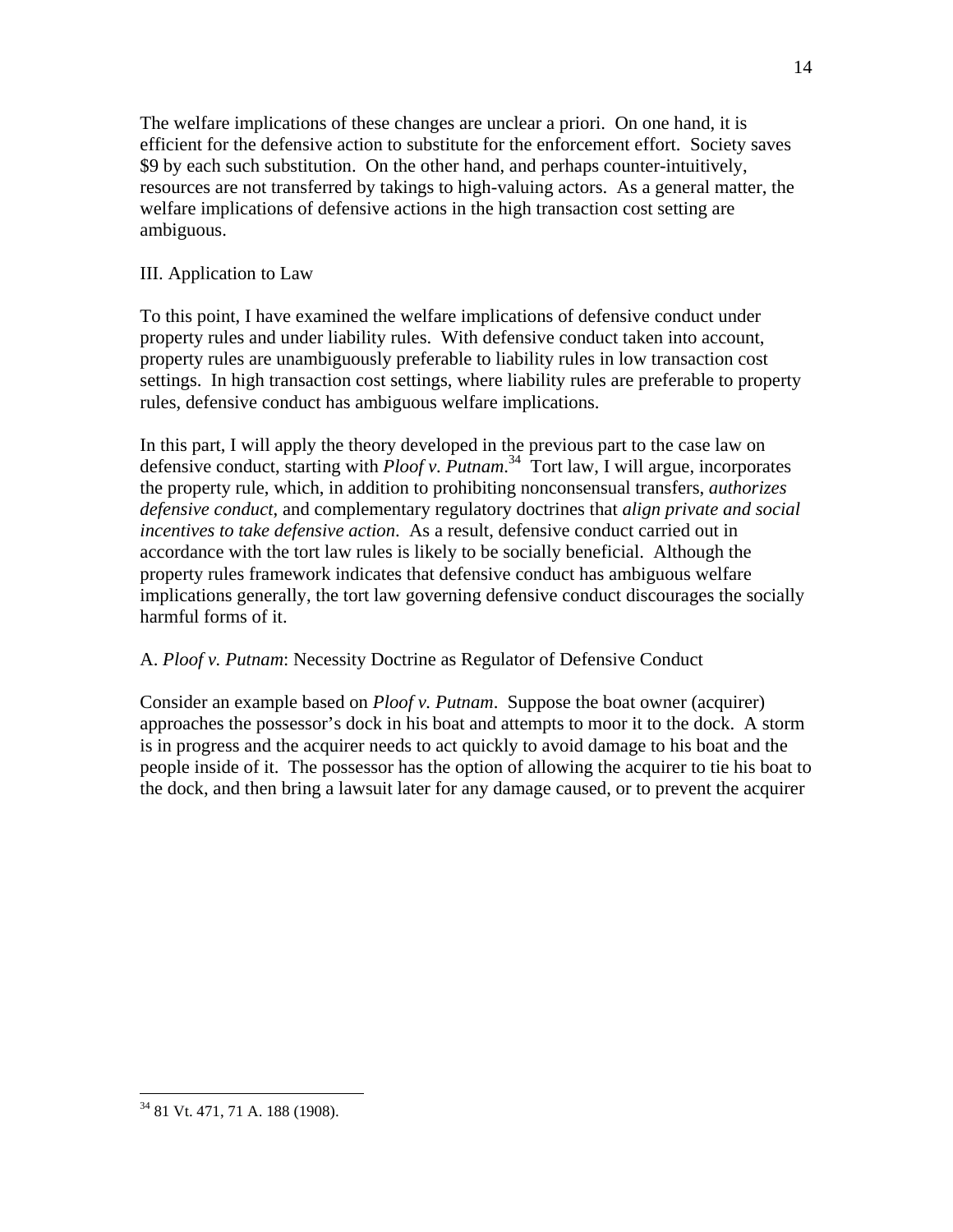The welfare implications of these changes are unclear a priori. On one hand, it is efficient for the defensive action to substitute for the enforcement effort. Society saves \$9 by each such substitution. On the other hand, and perhaps counter-intuitively, resources are not transferred by takings to high-valuing actors. As a general matter, the welfare implications of defensive actions in the high transaction cost setting are ambiguous.

## III. Application to Law

To this point, I have examined the welfare implications of defensive conduct under property rules and under liability rules. With defensive conduct taken into account, property rules are unambiguously preferable to liability rules in low transaction cost settings. In high transaction cost settings, where liability rules are preferable to property rules, defensive conduct has ambiguous welfare implications.

In this part, I will apply the theory developed in the previous part to the case law on defensive conduct, starting with *Ploof v. Putnam*.[34] Tort law, I will argue, incorporates the property rule, which, in addition to prohibiting nonconsensual transfers, *authorizes defensive conduct*, and complementary regulatory doctrines that *align private and social incentives to take defensive action*. As a result, defensive conduct carried out in accordance with the tort law rules is likely to be socially beneficial. Although the property rules framework indicates that defensive conduct has ambiguous welfare implications generally, the tort law governing defensive conduct discourages the socially harmful forms of it.

### A. *Ploof v. Putnam*: Necessity Doctrine as Regulator of Defensive Conduct

Consider an example based on *Ploof v. Putnam*. Suppose the boat owner (acquirer) approaches the possessor's dock in his boat and attempts to moor it to the dock. A storm is in progress and the acquirer needs to act quickly to avoid damage to his boat and the people inside of it. The possessor has the option of allowing the acquirer to tie his boat to the dock, and then bring a lawsuit later for any damage caused, or to prevent the acquirer

[34] 81 Vt. 471, 71 A. 188 (1908).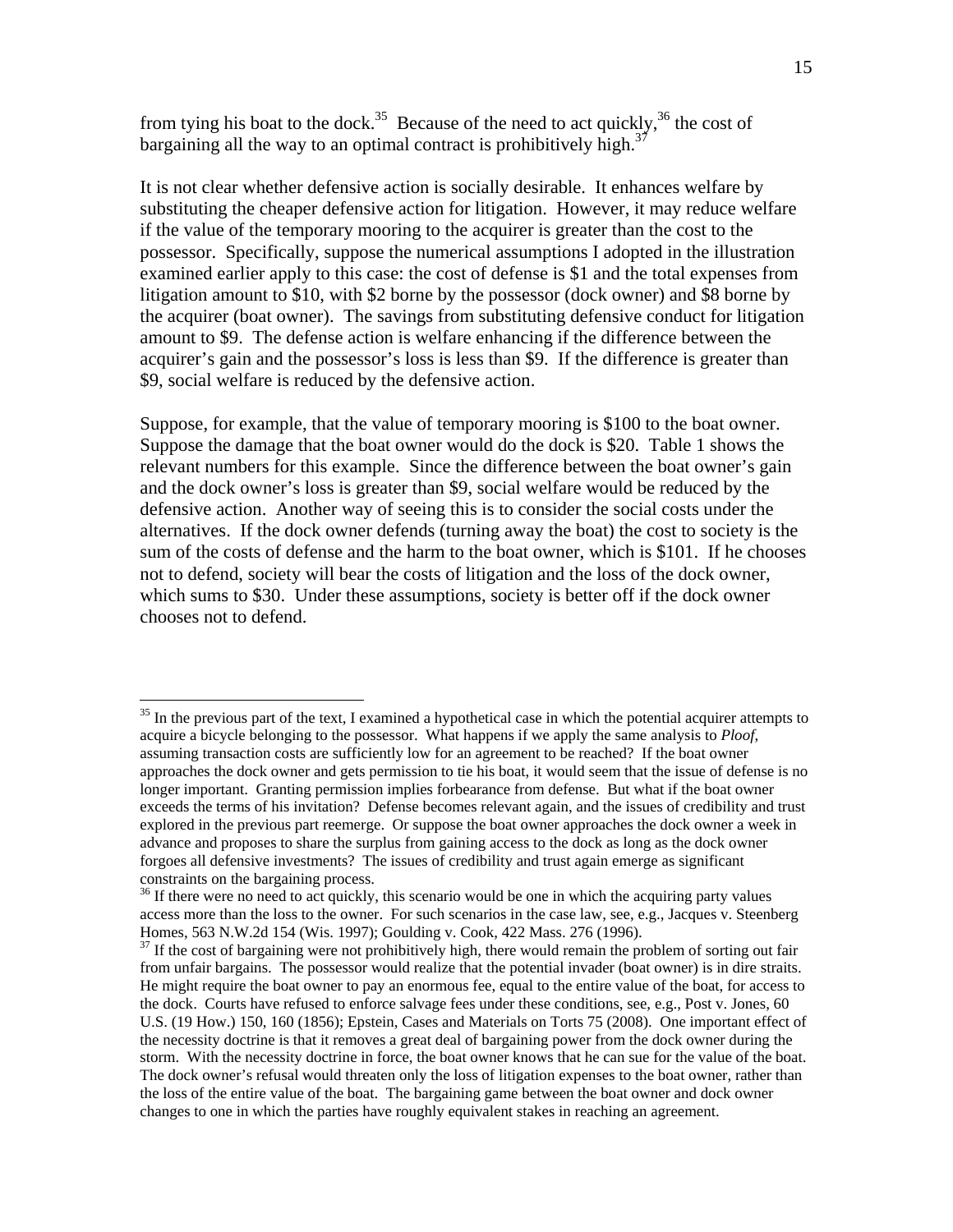from tying his boat to the dock.[35] Because of the need to act quickly,[36] the cost of bargaining all the way to an optimal contract is prohibitively high.[37]

It is not clear whether defensive action is socially desirable. It enhances welfare by substituting the cheaper defensive action for litigation. However, it may reduce welfare if the value of the temporary mooring to the acquirer is greater than the cost to the possessor. Specifically, suppose the numerical assumptions I adopted in the illustration examined earlier apply to this case: the cost of defense is \$1 and the total expenses from litigation amount to \$10, with \$2 borne by the possessor (dock owner) and \$8 borne by the acquirer (boat owner). The savings from substituting defensive conduct for litigation amount to \$9. The defense action is welfare enhancing if the difference between the acquirer's gain and the possessor's loss is less than \$9. If the difference is greater than \$9, social welfare is reduced by the defensive action.

Suppose, for example, that the value of temporary mooring is \$100 to the boat owner. Suppose the damage that the boat owner would do the dock is \$20. Table 1 shows the relevant numbers for this example. Since the difference between the boat owner's gain and the dock owner's loss is greater than \$9, social welfare would be reduced by the defensive action. Another way of seeing this is to consider the social costs under the alternatives. If the dock owner defends (turning away the boat) the cost to society is the sum of the costs of defense and the harm to the boat owner, which is \$101. If he chooses not to defend, society will bear the costs of litigation and the loss of the dock owner, which sums to \$30. Under these assumptions, society is better off if the dock owner chooses not to defend.

[35] In the previous part of the text, I examined a hypothetical case in which the potential acquirer attempts to acquire a bicycle belonging to the possessor. What happens if we apply the same analysis to *Ploof*, assuming transaction costs are sufficiently low for an agreement to be reached? If the boat owner approaches the dock owner and gets permission to tie his boat, it would seem that the issue of defense is no longer important. Granting permission implies forbearance from defense. But what if the boat owner exceeds the terms of his invitation? Defense becomes relevant again, and the issues of credibility and trust explored in the previous part reemerge. Or suppose the boat owner approaches the dock owner a week in advance and proposes to share the surplus from gaining access to the dock as long as the dock owner forgoes all defensive investments? The issues of credibility and trust again emerge as significant constraints on the bargaining process.

[36] If there were no need to act quickly, this scenario would be one in which the acquiring party values access more than the loss to the owner. For such scenarios in the case law, see, e.g., Jacques v. Steenberg Homes, 563 N.W.2d 154 (Wis. 1997); Goulding v. Cook, 422 Mass. 276 (1996).

[37] If the cost of bargaining were not prohibitively high, there would remain the problem of sorting out fair from unfair bargains. The possessor would realize that the potential invader (boat owner) is in dire straits. He might require the boat owner to pay an enormous fee, equal to the entire value of the boat, for access to the dock. Courts have refused to enforce salvage fees under these conditions, see, e.g., Post v. Jones, 60 U.S. (19 How.) 150, 160 (1856); Epstein, Cases and Materials on Torts 75 (2008). One important effect of the necessity doctrine is that it removes a great deal of bargaining power from the dock owner during the storm. With the necessity doctrine in force, the boat owner knows that he can sue for the value of the boat. The dock owner's refusal would threaten only the loss of litigation expenses to the boat owner, rather than the loss of the entire value of the boat. The bargaining game between the boat owner and dock owner changes to one in which the parties have roughly equivalent stakes in reaching an agreement.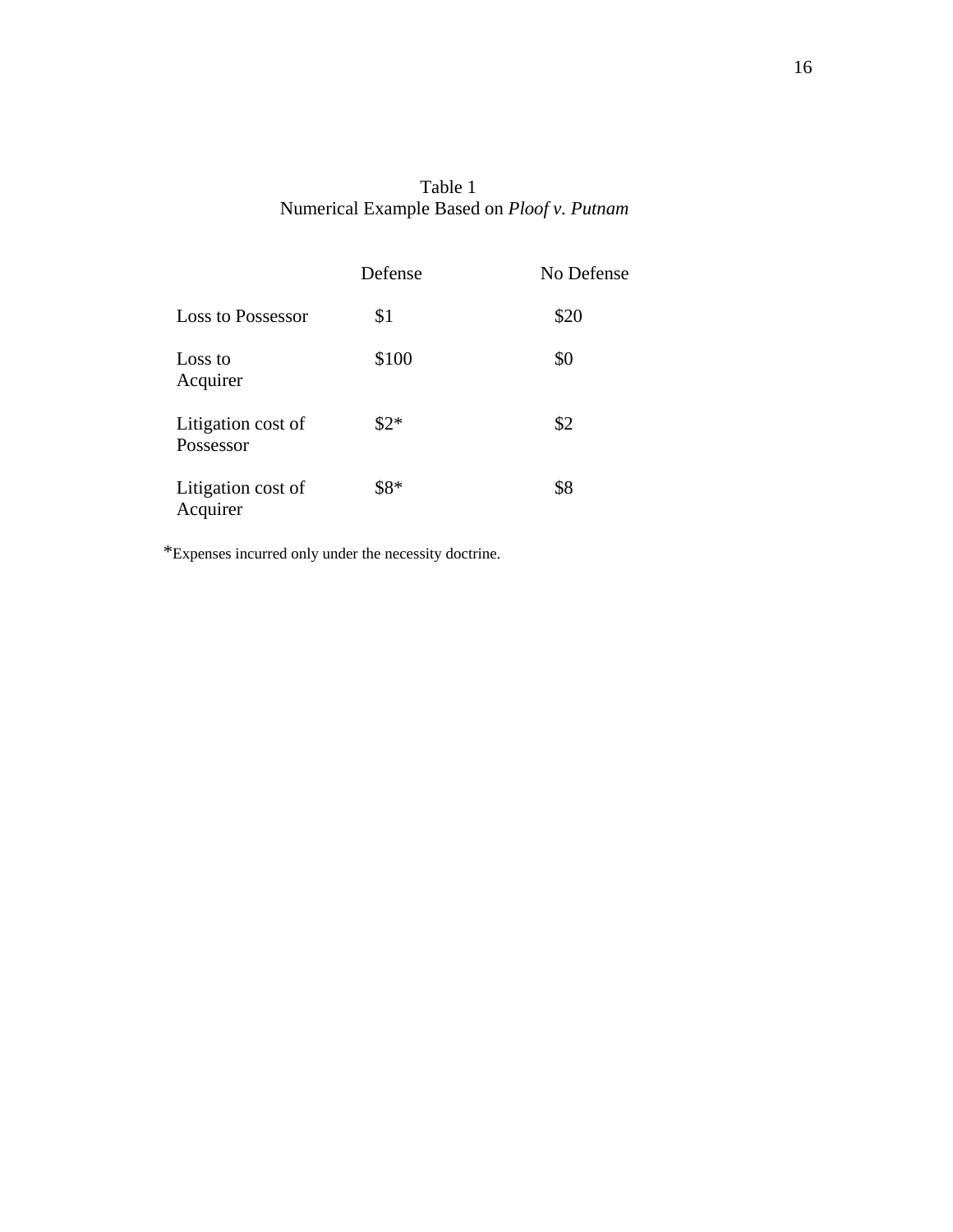Table 1
Numerical Example Based on *Ploof v. Putnam*

| | Defense | No Defense |
|---|---|---|
| Loss to Possessor | $1 | $20 |
| Loss to Acquirer | $100 | $0 |
| Litigation cost of Possessor | $2* | $2 |
| Litigation cost of Acquirer | $8* | $8 |

*Expenses incurred only under the necessity doctrine.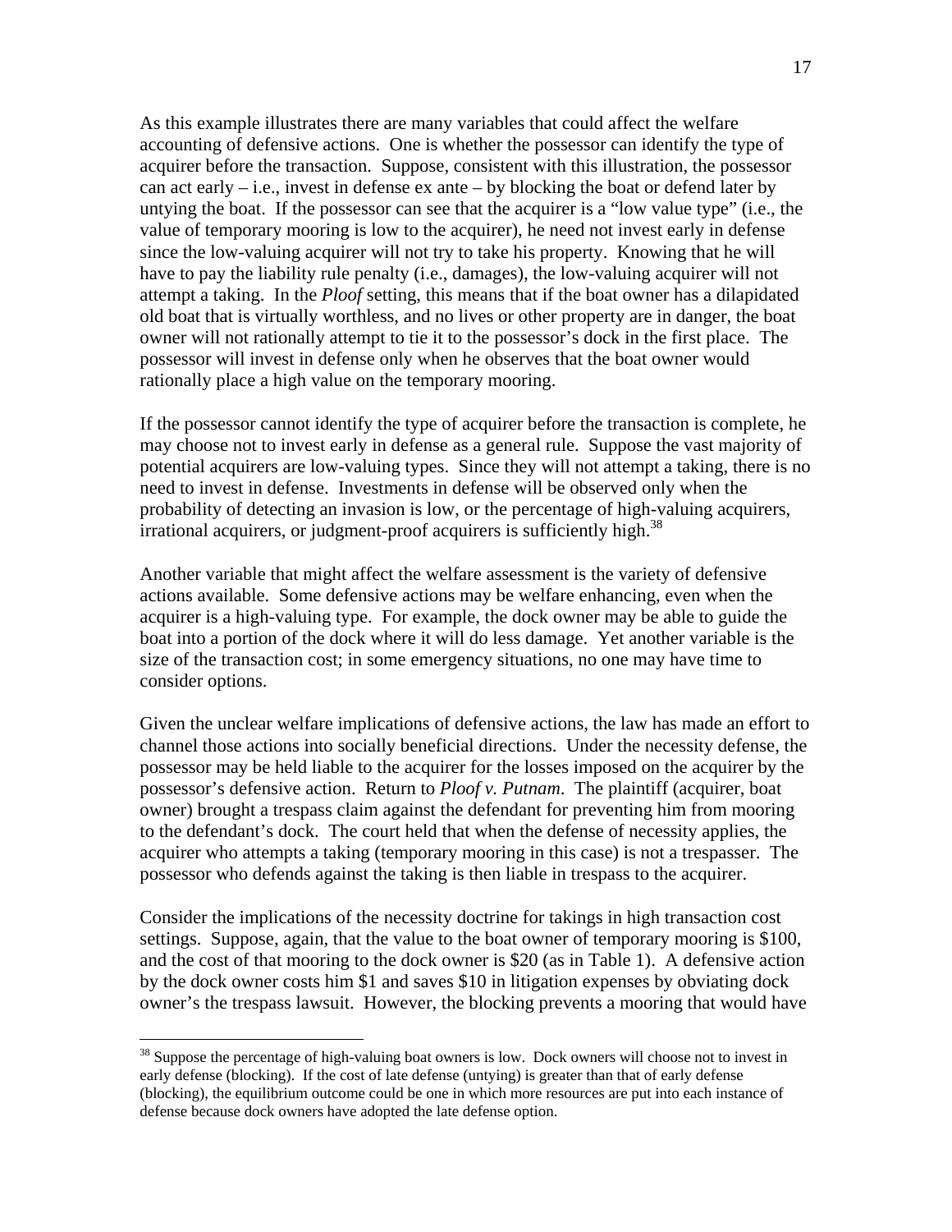As this example illustrates there are many variables that could affect the welfare accounting of defensive actions. One is whether the possessor can identify the type of acquirer before the transaction. Suppose, consistent with this illustration, the possessor can act early – i.e., invest in defense ex ante – by blocking the boat or defend later by untying the boat. If the possessor can see that the acquirer is a "low value type" (i.e., the value of temporary mooring is low to the acquirer), he need not invest early in defense since the low-valuing acquirer will not try to take his property. Knowing that he will have to pay the liability rule penalty (i.e., damages), the low-valuing acquirer will not attempt a taking. In the *Ploof* setting, this means that if the boat owner has a dilapidated old boat that is virtually worthless, and no lives or other property are in danger, the boat owner will not rationally attempt to tie it to the possessor's dock in the first place. The possessor will invest in defense only when he observes that the boat owner would rationally place a high value on the temporary mooring.

If the possessor cannot identify the type of acquirer before the transaction is complete, he may choose not to invest early in defense as a general rule. Suppose the vast majority of potential acquirers are low-valuing types. Since they will not attempt a taking, there is no need to invest in defense. Investments in defense will be observed only when the probability of detecting an invasion is low, or the percentage of high-valuing acquirers, irrational acquirers, or judgment-proof acquirers is sufficiently high.[38]

Another variable that might affect the welfare assessment is the variety of defensive actions available. Some defensive actions may be welfare enhancing, even when the acquirer is a high-valuing type. For example, the dock owner may be able to guide the boat into a portion of the dock where it will do less damage. Yet another variable is the size of the transaction cost; in some emergency situations, no one may have time to consider options.

Given the unclear welfare implications of defensive actions, the law has made an effort to channel those actions into socially beneficial directions. Under the necessity defense, the possessor may be held liable to the acquirer for the losses imposed on the acquirer by the possessor's defensive action. Return to *Ploof v. Putnam*. The plaintiff (acquirer, boat owner) brought a trespass claim against the defendant for preventing him from mooring to the defendant's dock. The court held that when the defense of necessity applies, the acquirer who attempts a taking (temporary mooring in this case) is not a trespasser. The possessor who defends against the taking is then liable in trespass to the acquirer.

Consider the implications of the necessity doctrine for takings in high transaction cost settings. Suppose, again, that the value to the boat owner of temporary mooring is $100, and the cost of that mooring to the dock owner is $20 (as in Table 1). A defensive action by the dock owner costs him $1 and saves $10 in litigation expenses by obviating dock owner's the trespass lawsuit. However, the blocking prevents a mooring that would have

[38] Suppose the percentage of high-valuing boat owners is low. Dock owners will choose not to invest in early defense (blocking). If the cost of late defense (untying) is greater than that of early defense (blocking), the equilibrium outcome could be one in which more resources are put into each instance of defense because dock owners have adopted the late defense option.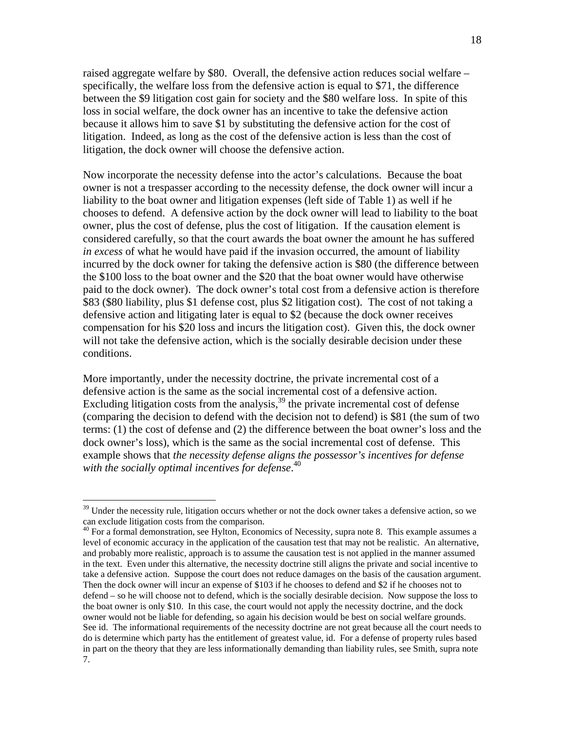raised aggregate welfare by \$80. Overall, the defensive action reduces social welfare – specifically, the welfare loss from the defensive action is equal to \$71, the difference between the \$9 litigation cost gain for society and the \$80 welfare loss. In spite of this loss in social welfare, the dock owner has an incentive to take the defensive action because it allows him to save \$1 by substituting the defensive action for the cost of litigation. Indeed, as long as the cost of the defensive action is less than the cost of litigation, the dock owner will choose the defensive action.

Now incorporate the necessity defense into the actor's calculations. Because the boat owner is not a trespasser according to the necessity defense, the dock owner will incur a liability to the boat owner and litigation expenses (left side of Table 1) as well if he chooses to defend. A defensive action by the dock owner will lead to liability to the boat owner, plus the cost of defense, plus the cost of litigation. If the causation element is considered carefully, so that the court awards the boat owner the amount he has suffered *in excess* of what he would have paid if the invasion occurred, the amount of liability incurred by the dock owner for taking the defensive action is \$80 (the difference between the \$100 loss to the boat owner and the \$20 that the boat owner would have otherwise paid to the dock owner). The dock owner's total cost from a defensive action is therefore \$83 (\$80 liability, plus \$1 defense cost, plus \$2 litigation cost). The cost of not taking a defensive action and litigating later is equal to \$2 (because the dock owner receives compensation for his \$20 loss and incurs the litigation cost). Given this, the dock owner will not take the defensive action, which is the socially desirable decision under these conditions.

More importantly, under the necessity doctrine, the private incremental cost of a defensive action is the same as the social incremental cost of a defensive action. Excluding litigation costs from the analysis,[39] the private incremental cost of defense (comparing the decision to defend with the decision not to defend) is \$81 (the sum of two terms: (1) the cost of defense and (2) the difference between the boat owner's loss and the dock owner's loss), which is the same as the social incremental cost of defense. This example shows that *the necessity defense aligns the possessor's incentives for defense with the socially optimal incentives for defense*.[40]

---

[39] Under the necessity rule, litigation occurs whether or not the dock owner takes a defensive action, so we can exclude litigation costs from the comparison.

[40] For a formal demonstration, see Hylton, Economics of Necessity, supra note 8. This example assumes a level of economic accuracy in the application of the causation test that may not be realistic. An alternative, and probably more realistic, approach is to assume the causation test is not applied in the manner assumed in the text. Even under this alternative, the necessity doctrine still aligns the private and social incentive to take a defensive action. Suppose the court does not reduce damages on the basis of the causation argument. Then the dock owner will incur an expense of \$103 if he chooses to defend and \$2 if he chooses not to defend – so he will choose not to defend, which is the socially desirable decision. Now suppose the loss to the boat owner is only \$10. In this case, the court would not apply the necessity doctrine, and the dock owner would not be liable for defending, so again his decision would be best on social welfare grounds. See id. The informational requirements of the necessity doctrine are not great because all the court needs to do is determine which party has the entitlement of greatest value, id. For a defense of property rules based in part on the theory that they are less informationally demanding than liability rules, see Smith, supra note 7.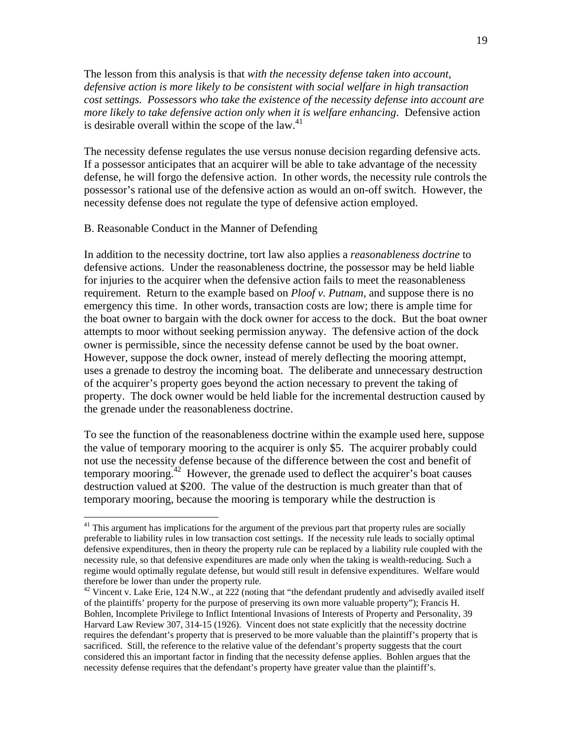The lesson from this analysis is that *with the necessity defense taken into account, defensive action is more likely to be consistent with social welfare in high transaction cost settings. Possessors who take the existence of the necessity defense into account are more likely to take defensive action only when it is welfare enhancing*. Defensive action is desirable overall within the scope of the law.[41]

The necessity defense regulates the use versus nonuse decision regarding defensive acts. If a possessor anticipates that an acquirer will be able to take advantage of the necessity defense, he will forgo the defensive action. In other words, the necessity rule controls the possessor's rational use of the defensive action as would an on-off switch. However, the necessity defense does not regulate the type of defensive action employed.

## B. Reasonable Conduct in the Manner of Defending

In addition to the necessity doctrine, tort law also applies a *reasonableness doctrine* to defensive actions. Under the reasonableness doctrine, the possessor may be held liable for injuries to the acquirer when the defensive action fails to meet the reasonableness requirement. Return to the example based on *Ploof v. Putnam*, and suppose there is no emergency this time. In other words, transaction costs are low; there is ample time for the boat owner to bargain with the dock owner for access to the dock. But the boat owner attempts to moor without seeking permission anyway. The defensive action of the dock owner is permissible, since the necessity defense cannot be used by the boat owner. However, suppose the dock owner, instead of merely deflecting the mooring attempt, uses a grenade to destroy the incoming boat. The deliberate and unnecessary destruction of the acquirer's property goes beyond the action necessary to prevent the taking of property. The dock owner would be held liable for the incremental destruction caused by the grenade under the reasonableness doctrine.

To see the function of the reasonableness doctrine within the example used here, suppose the value of temporary mooring to the acquirer is only $5. The acquirer probably could not use the necessity defense because of the difference between the cost and benefit of temporary mooring.[42] However, the grenade used to deflect the acquirer's boat causes destruction valued at $200. The value of the destruction is much greater than that of temporary mooring, because the mooring is temporary while the destruction is

---

[41] This argument has implications for the argument of the previous part that property rules are socially preferable to liability rules in low transaction cost settings. If the necessity rule leads to socially optimal defensive expenditures, then in theory the property rule can be replaced by a liability rule coupled with the necessity rule, so that defensive expenditures are made only when the taking is wealth-reducing. Such a regime would optimally regulate defense, but would still result in defensive expenditures. Welfare would therefore be lower than under the property rule.

[42] Vincent v. Lake Erie, 124 N.W., at 222 (noting that "the defendant prudently and advisedly availed itself of the plaintiffs' property for the purpose of preserving its own more valuable property"); Francis H. Bohlen, Incomplete Privilege to Inflict Intentional Invasions of Interests of Property and Personality, 39 Harvard Law Review 307, 314-15 (1926). Vincent does not state explicitly that the necessity doctrine requires the defendant's property that is preserved to be more valuable than the plaintiff's property that is sacrificed. Still, the reference to the relative value of the defendant's property suggests that the court considered this an important factor in finding that the necessity defense applies. Bohlen argues that the necessity defense requires that the defendant's property have greater value than the plaintiff's.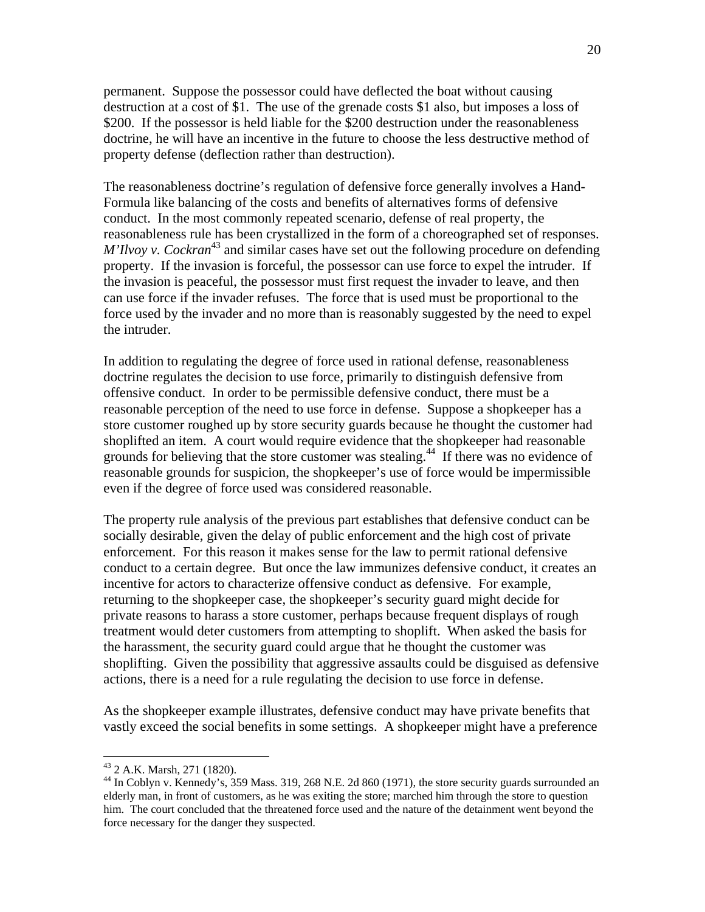permanent. Suppose the possessor could have deflected the boat without causing destruction at a cost of $1. The use of the grenade costs $1 also, but imposes a loss of $200. If the possessor is held liable for the $200 destruction under the reasonableness doctrine, he will have an incentive in the future to choose the less destructive method of property defense (deflection rather than destruction).

The reasonableness doctrine's regulation of defensive force generally involves a Hand-Formula like balancing of the costs and benefits of alternatives forms of defensive conduct. In the most commonly repeated scenario, defense of real property, the reasonableness rule has been crystallized in the form of a choreographed set of responses. *M'Ilvoy v. Cockran*[43] and similar cases have set out the following procedure on defending property. If the invasion is forceful, the possessor can use force to expel the intruder. If the invasion is peaceful, the possessor must first request the invader to leave, and then can use force if the invader refuses. The force that is used must be proportional to the force used by the invader and no more than is reasonably suggested by the need to expel the intruder.

In addition to regulating the degree of force used in rational defense, reasonableness doctrine regulates the decision to use force, primarily to distinguish defensive from offensive conduct. In order to be permissible defensive conduct, there must be a reasonable perception of the need to use force in defense. Suppose a shopkeeper has a store customer roughed up by store security guards because he thought the customer had shoplifted an item. A court would require evidence that the shopkeeper had reasonable grounds for believing that the store customer was stealing.[44] If there was no evidence of reasonable grounds for suspicion, the shopkeeper's use of force would be impermissible even if the degree of force used was considered reasonable.

The property rule analysis of the previous part establishes that defensive conduct can be socially desirable, given the delay of public enforcement and the high cost of private enforcement. For this reason it makes sense for the law to permit rational defensive conduct to a certain degree. But once the law immunizes defensive conduct, it creates an incentive for actors to characterize offensive conduct as defensive. For example, returning to the shopkeeper case, the shopkeeper's security guard might decide for private reasons to harass a store customer, perhaps because frequent displays of rough treatment would deter customers from attempting to shoplift. When asked the basis for the harassment, the security guard could argue that he thought the customer was shoplifting. Given the possibility that aggressive assaults could be disguised as defensive actions, there is a need for a rule regulating the decision to use force in defense.

As the shopkeeper example illustrates, defensive conduct may have private benefits that vastly exceed the social benefits in some settings. A shopkeeper might have a preference

---

[43] 2 A.K. Marsh, 271 (1820).

[44] In Coblyn v. Kennedy's, 359 Mass. 319, 268 N.E. 2d 860 (1971), the store security guards surrounded an elderly man, in front of customers, as he was exiting the store; marched him through the store to question him. The court concluded that the threatened force used and the nature of the detainment went beyond the force necessary for the danger they suspected.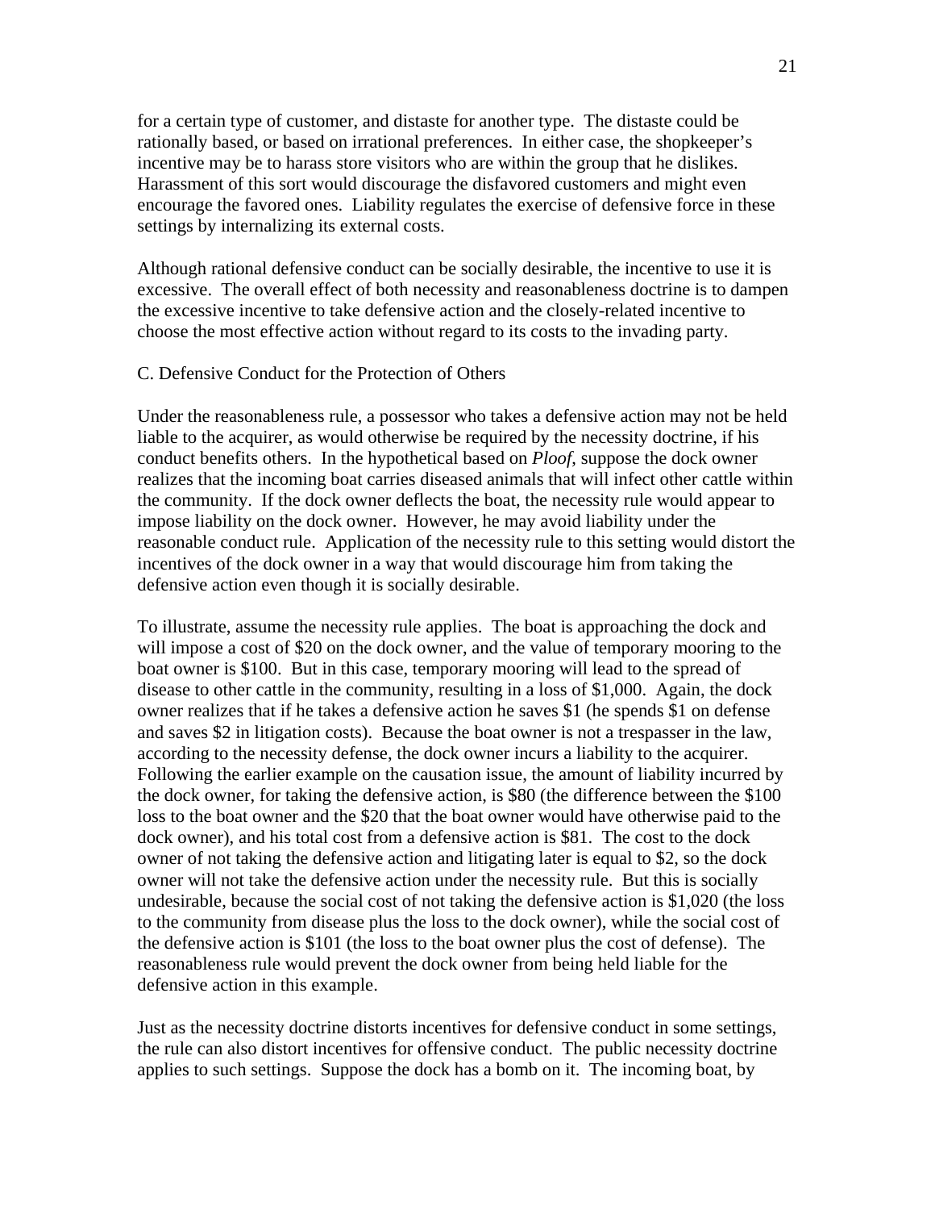for a certain type of customer, and distaste for another type. The distaste could be rationally based, or based on irrational preferences. In either case, the shopkeeper's incentive may be to harass store visitors who are within the group that he dislikes. Harassment of this sort would discourage the disfavored customers and might even encourage the favored ones. Liability regulates the exercise of defensive force in these settings by internalizing its external costs.

Although rational defensive conduct can be socially desirable, the incentive to use it is excessive. The overall effect of both necessity and reasonableness doctrine is to dampen the excessive incentive to take defensive action and the closely-related incentive to choose the most effective action without regard to its costs to the invading party.

C. Defensive Conduct for the Protection of Others

Under the reasonableness rule, a possessor who takes a defensive action may not be held liable to the acquirer, as would otherwise be required by the necessity doctrine, if his conduct benefits others. In the hypothetical based on *Ploof*, suppose the dock owner realizes that the incoming boat carries diseased animals that will infect other cattle within the community. If the dock owner deflects the boat, the necessity rule would appear to impose liability on the dock owner. However, he may avoid liability under the reasonable conduct rule. Application of the necessity rule to this setting would distort the incentives of the dock owner in a way that would discourage him from taking the defensive action even though it is socially desirable.

To illustrate, assume the necessity rule applies. The boat is approaching the dock and will impose a cost of $20 on the dock owner, and the value of temporary mooring to the boat owner is $100. But in this case, temporary mooring will lead to the spread of disease to other cattle in the community, resulting in a loss of $1,000. Again, the dock owner realizes that if he takes a defensive action he saves $1 (he spends $1 on defense and saves $2 in litigation costs). Because the boat owner is not a trespasser in the law, according to the necessity defense, the dock owner incurs a liability to the acquirer. Following the earlier example on the causation issue, the amount of liability incurred by the dock owner, for taking the defensive action, is $80 (the difference between the $100 loss to the boat owner and the $20 that the boat owner would have otherwise paid to the dock owner), and his total cost from a defensive action is $81. The cost to the dock owner of not taking the defensive action and litigating later is equal to $2, so the dock owner will not take the defensive action under the necessity rule. But this is socially undesirable, because the social cost of not taking the defensive action is $1,020 (the loss to the community from disease plus the loss to the dock owner), while the social cost of the defensive action is $101 (the loss to the boat owner plus the cost of defense). The reasonableness rule would prevent the dock owner from being held liable for the defensive action in this example.

Just as the necessity doctrine distorts incentives for defensive conduct in some settings, the rule can also distort incentives for offensive conduct. The public necessity doctrine applies to such settings. Suppose the dock has a bomb on it. The incoming boat, by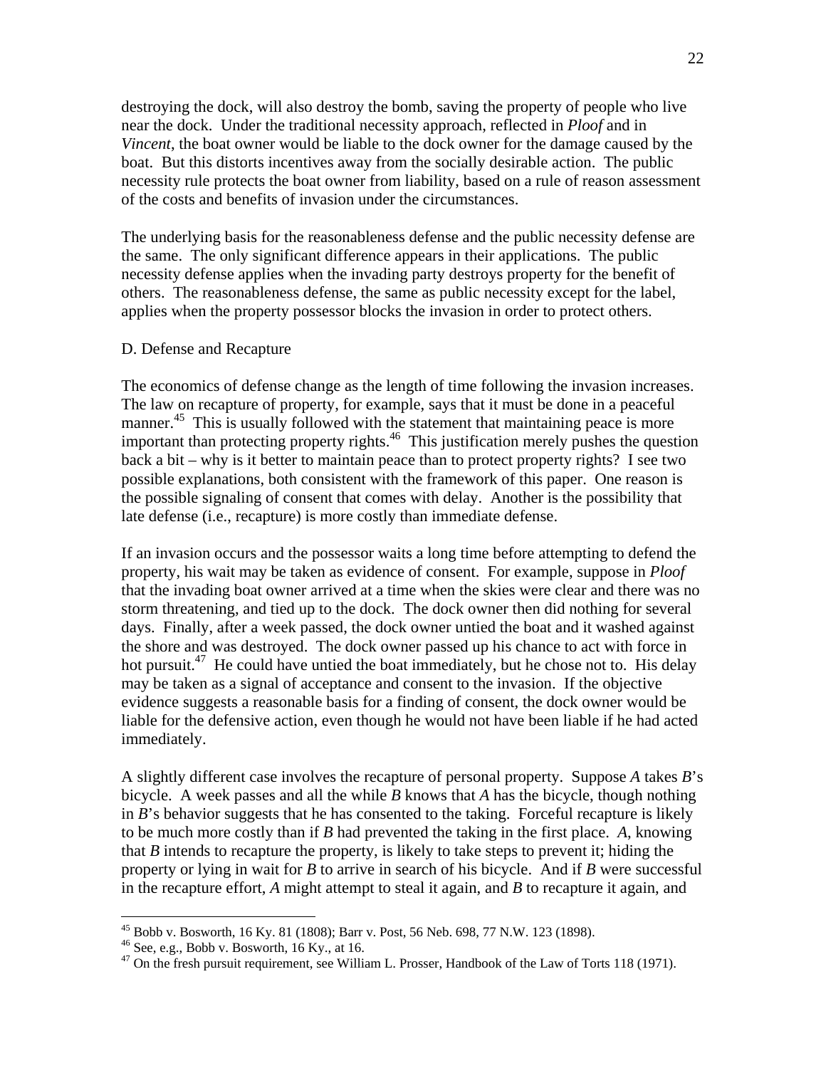destroying the dock, will also destroy the bomb, saving the property of people who live near the dock. Under the traditional necessity approach, reflected in *Ploof* and in *Vincent*, the boat owner would be liable to the dock owner for the damage caused by the boat. But this distorts incentives away from the socially desirable action. The public necessity rule protects the boat owner from liability, based on a rule of reason assessment of the costs and benefits of invasion under the circumstances.

The underlying basis for the reasonableness defense and the public necessity defense are the same. The only significant difference appears in their applications. The public necessity defense applies when the invading party destroys property for the benefit of others. The reasonableness defense, the same as public necessity except for the label, applies when the property possessor blocks the invasion in order to protect others.

D. Defense and Recapture

The economics of defense change as the length of time following the invasion increases. The law on recapture of property, for example, says that it must be done in a peaceful manner.[45] This is usually followed with the statement that maintaining peace is more important than protecting property rights.[46] This justification merely pushes the question back a bit – why is it better to maintain peace than to protect property rights? I see two possible explanations, both consistent with the framework of this paper. One reason is the possible signaling of consent that comes with delay. Another is the possibility that late defense (i.e., recapture) is more costly than immediate defense.

If an invasion occurs and the possessor waits a long time before attempting to defend the property, his wait may be taken as evidence of consent. For example, suppose in *Ploof* that the invading boat owner arrived at a time when the skies were clear and there was no storm threatening, and tied up to the dock. The dock owner then did nothing for several days. Finally, after a week passed, the dock owner untied the boat and it washed against the shore and was destroyed. The dock owner passed up his chance to act with force in hot pursuit.[47] He could have untied the boat immediately, but he chose not to. His delay may be taken as a signal of acceptance and consent to the invasion. If the objective evidence suggests a reasonable basis for a finding of consent, the dock owner would be liable for the defensive action, even though he would not have been liable if he had acted immediately.

A slightly different case involves the recapture of personal property. Suppose *A* takes *B*'s bicycle. A week passes and all the while *B* knows that *A* has the bicycle, though nothing in *B*'s behavior suggests that he has consented to the taking. Forceful recapture is likely to be much more costly than if *B* had prevented the taking in the first place. *A*, knowing that *B* intends to recapture the property, is likely to take steps to prevent it; hiding the property or lying in wait for *B* to arrive in search of his bicycle. And if *B* were successful in the recapture effort, *A* might attempt to steal it again, and *B* to recapture it again, and

---

[45] Bobb v. Bosworth, 16 Ky. 81 (1808); Barr v. Post, 56 Neb. 698, 77 N.W. 123 (1898).

[46] See, e.g., Bobb v. Bosworth, 16 Ky., at 16.

[47] On the fresh pursuit requirement, see William L. Prosser, Handbook of the Law of Torts 118 (1971).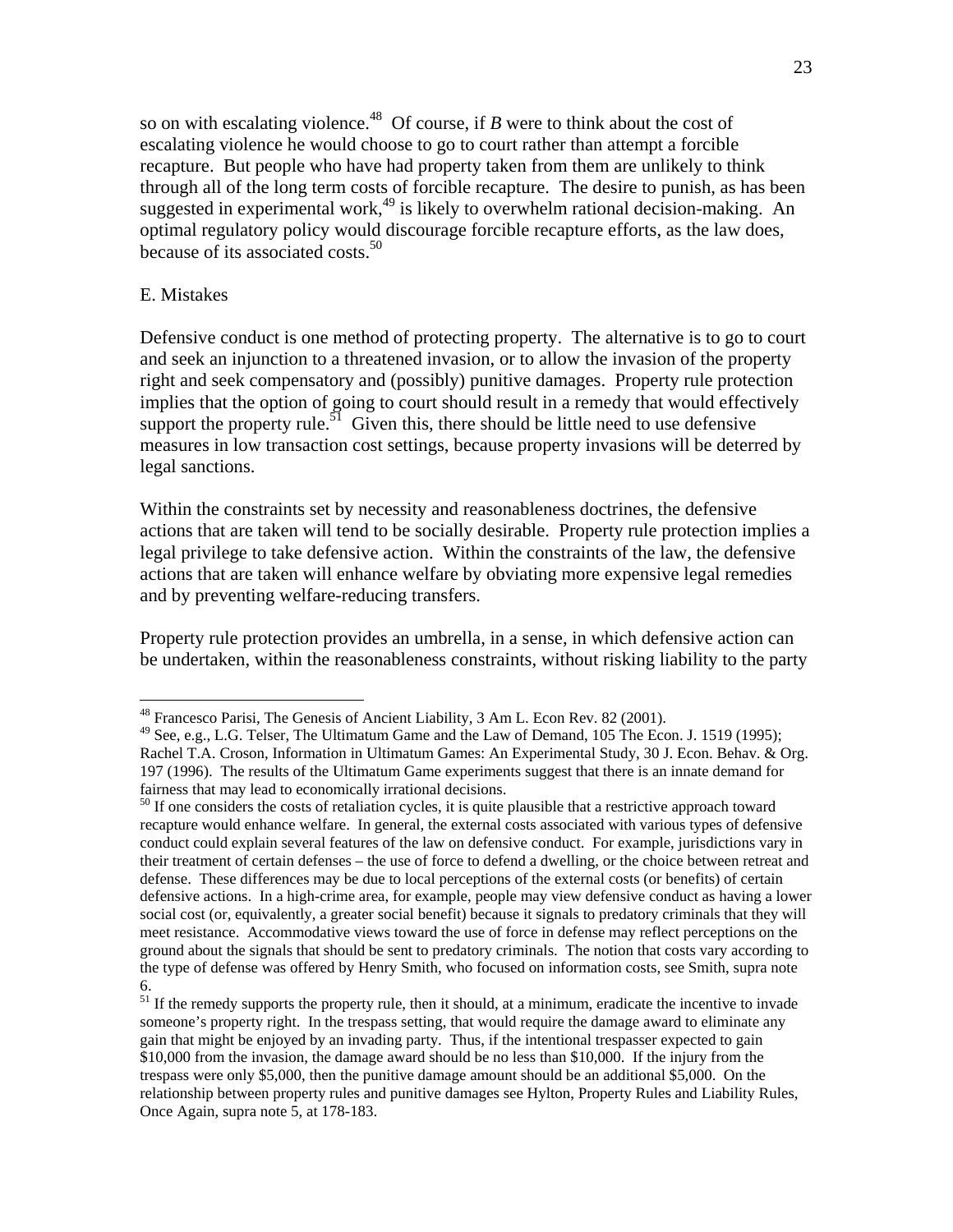so on with escalating violence.[48] Of course, if *B* were to think about the cost of escalating violence he would choose to go to court rather than attempt a forcible recapture. But people who have had property taken from them are unlikely to think through all of the long term costs of forcible recapture. The desire to punish, as has been suggested in experimental work,[49] is likely to overwhelm rational decision-making. An optimal regulatory policy would discourage forcible recapture efforts, as the law does, because of its associated costs.[50]

E. Mistakes

Defensive conduct is one method of protecting property. The alternative is to go to court and seek an injunction to a threatened invasion, or to allow the invasion of the property right and seek compensatory and (possibly) punitive damages. Property rule protection implies that the option of going to court should result in a remedy that would effectively support the property rule.[51] Given this, there should be little need to use defensive measures in low transaction cost settings, because property invasions will be deterred by legal sanctions.

Within the constraints set by necessity and reasonableness doctrines, the defensive actions that are taken will tend to be socially desirable. Property rule protection implies a legal privilege to take defensive action. Within the constraints of the law, the defensive actions that are taken will enhance welfare by obviating more expensive legal remedies and by preventing welfare-reducing transfers.

Property rule protection provides an umbrella, in a sense, in which defensive action can be undertaken, within the reasonableness constraints, without risking liability to the party

---

[48] Francesco Parisi, The Genesis of Ancient Liability, 3 Am L. Econ Rev. 82 (2001).

[49] See, e.g., L.G. Telser, The Ultimatum Game and the Law of Demand, 105 The Econ. J. 1519 (1995); Rachel T.A. Croson, Information in Ultimatum Games: An Experimental Study, 30 J. Econ. Behav. & Org. 197 (1996). The results of the Ultimatum Game experiments suggest that there is an innate demand for fairness that may lead to economically irrational decisions.

[50] If one considers the costs of retaliation cycles, it is quite plausible that a restrictive approach toward recapture would enhance welfare. In general, the external costs associated with various types of defensive conduct could explain several features of the law on defensive conduct. For example, jurisdictions vary in their treatment of certain defenses – the use of force to defend a dwelling, or the choice between retreat and defense. These differences may be due to local perceptions of the external costs (or benefits) of certain defensive actions. In a high-crime area, for example, people may view defensive conduct as having a lower social cost (or, equivalently, a greater social benefit) because it signals to predatory criminals that they will meet resistance. Accommodative views toward the use of force in defense may reflect perceptions on the ground about the signals that should be sent to predatory criminals. The notion that costs vary according to the type of defense was offered by Henry Smith, who focused on information costs, see Smith, supra note 6.

[51] If the remedy supports the property rule, then it should, at a minimum, eradicate the incentive to invade someone's property right. In the trespass setting, that would require the damage award to eliminate any gain that might be enjoyed by an invading party. Thus, if the intentional trespasser expected to gain $10,000 from the invasion, the damage award should be no less than $10,000. If the injury from the trespass were only $5,000, then the punitive damage amount should be an additional $5,000. On the relationship between property rules and punitive damages see Hylton, Property Rules and Liability Rules, Once Again, supra note 5, at 178-183.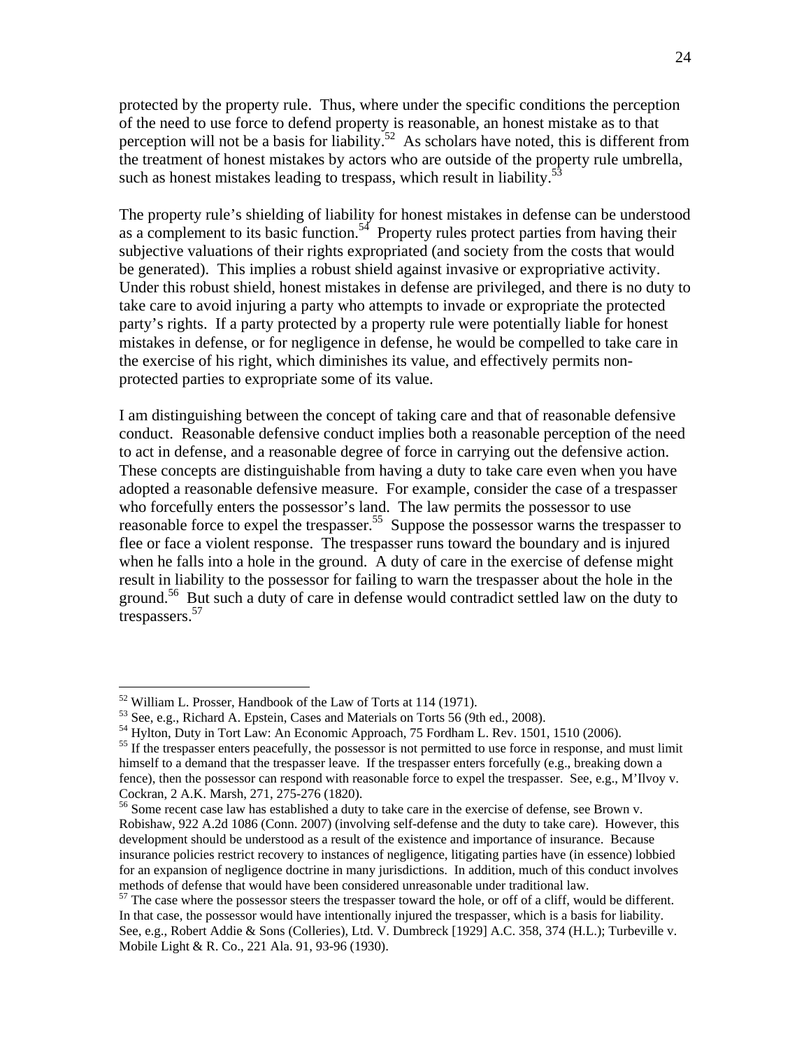protected by the property rule. Thus, where under the specific conditions the perception of the need to use force to defend property is reasonable, an honest mistake as to that perception will not be a basis for liability.[52] As scholars have noted, this is different from the treatment of honest mistakes by actors who are outside of the property rule umbrella, such as honest mistakes leading to trespass, which result in liability.[53]

The property rule's shielding of liability for honest mistakes in defense can be understood as a complement to its basic function.[54] Property rules protect parties from having their subjective valuations of their rights expropriated (and society from the costs that would be generated). This implies a robust shield against invasive or expropriative activity. Under this robust shield, honest mistakes in defense are privileged, and there is no duty to take care to avoid injuring a party who attempts to invade or expropriate the protected party's rights. If a party protected by a property rule were potentially liable for honest mistakes in defense, or for negligence in defense, he would be compelled to take care in the exercise of his right, which diminishes its value, and effectively permits non-protected parties to expropriate some of its value.

I am distinguishing between the concept of taking care and that of reasonable defensive conduct. Reasonable defensive conduct implies both a reasonable perception of the need to act in defense, and a reasonable degree of force in carrying out the defensive action. These concepts are distinguishable from having a duty to take care even when you have adopted a reasonable defensive measure. For example, consider the case of a trespasser who forcefully enters the possessor's land. The law permits the possessor to use reasonable force to expel the trespasser.[55] Suppose the possessor warns the trespasser to flee or face a violent response. The trespasser runs toward the boundary and is injured when he falls into a hole in the ground. A duty of care in the exercise of defense might result in liability to the possessor for failing to warn the trespasser about the hole in the ground.[56] But such a duty of care in defense would contradict settled law on the duty to trespassers.[57]

---

[52] William L. Prosser, Handbook of the Law of Torts at 114 (1971).

[53] See, e.g., Richard A. Epstein, Cases and Materials on Torts 56 (9th ed., 2008).

[54] Hylton, Duty in Tort Law: An Economic Approach, 75 Fordham L. Rev. 1501, 1510 (2006).

[55] If the trespasser enters peacefully, the possessor is not permitted to use force in response, and must limit himself to a demand that the trespasser leave. If the trespasser enters forcefully (e.g., breaking down a fence), then the possessor can respond with reasonable force to expel the trespasser. See, e.g., M'Ilvoy v. Cockran, 2 A.K. Marsh, 271, 275-276 (1820).

[56] Some recent case law has established a duty to take care in the exercise of defense, see Brown v. Robishaw, 922 A.2d 1086 (Conn. 2007) (involving self-defense and the duty to take care). However, this development should be understood as a result of the existence and importance of insurance. Because insurance policies restrict recovery to instances of negligence, litigating parties have (in essence) lobbied for an expansion of negligence doctrine in many jurisdictions. In addition, much of this conduct involves methods of defense that would have been considered unreasonable under traditional law.

[57] The case where the possessor steers the trespasser toward the hole, or off of a cliff, would be different. In that case, the possessor would have intentionally injured the trespasser, which is a basis for liability. See, e.g., Robert Addie & Sons (Colleries), Ltd. V. Dumbreck [1929] A.C. 358, 374 (H.L.); Turbeville v. Mobile Light & R. Co., 221 Ala. 91, 93-96 (1930).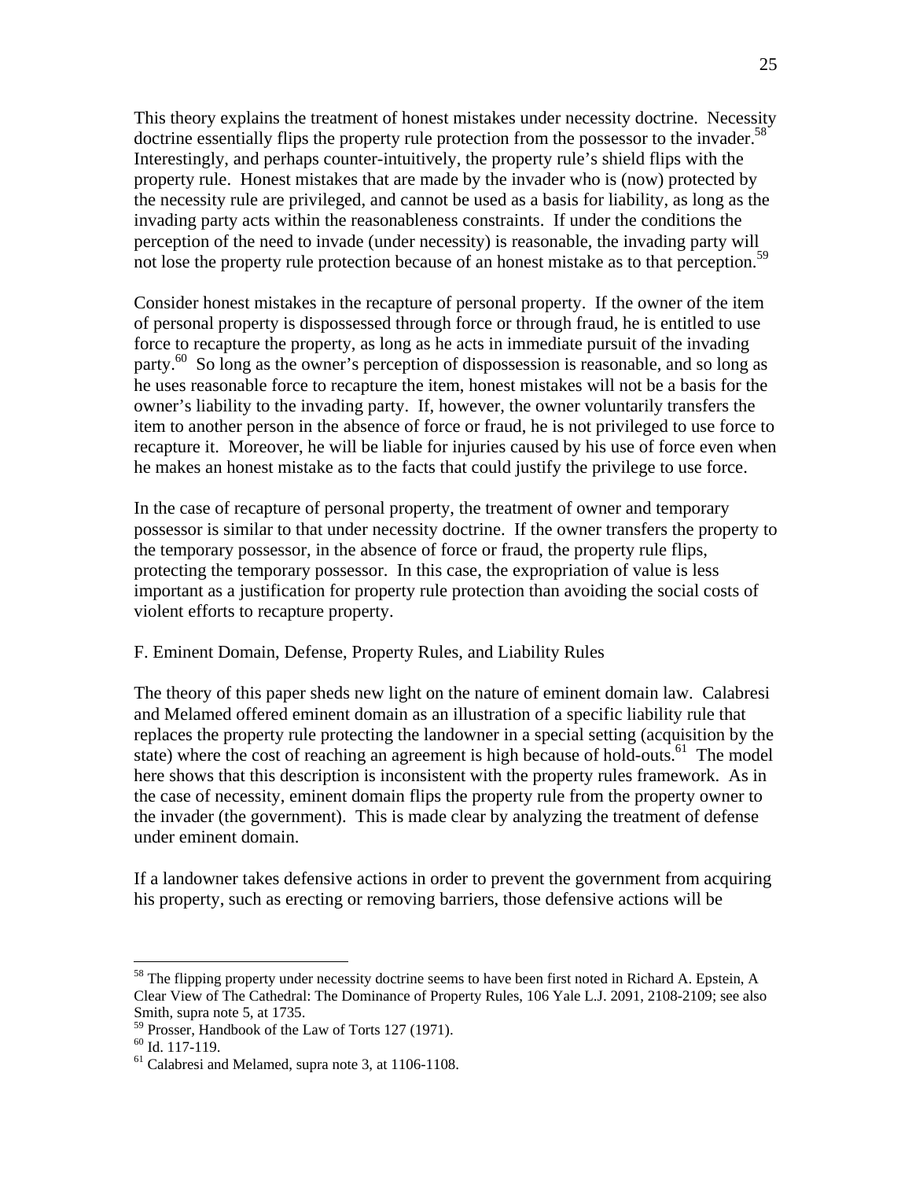This theory explains the treatment of honest mistakes under necessity doctrine. Necessity doctrine essentially flips the property rule protection from the possessor to the invader.[58] Interestingly, and perhaps counter-intuitively, the property rule's shield flips with the property rule. Honest mistakes that are made by the invader who is (now) protected by the necessity rule are privileged, and cannot be used as a basis for liability, as long as the invading party acts within the reasonableness constraints. If under the conditions the perception of the need to invade (under necessity) is reasonable, the invading party will not lose the property rule protection because of an honest mistake as to that perception.[59]

Consider honest mistakes in the recapture of personal property. If the owner of the item of personal property is dispossessed through force or through fraud, he is entitled to use force to recapture the property, as long as he acts in immediate pursuit of the invading party.[60] So long as the owner's perception of dispossession is reasonable, and so long as he uses reasonable force to recapture the item, honest mistakes will not be a basis for the owner's liability to the invading party. If, however, the owner voluntarily transfers the item to another person in the absence of force or fraud, he is not privileged to use force to recapture it. Moreover, he will be liable for injuries caused by his use of force even when he makes an honest mistake as to the facts that could justify the privilege to use force.

In the case of recapture of personal property, the treatment of owner and temporary possessor is similar to that under necessity doctrine. If the owner transfers the property to the temporary possessor, in the absence of force or fraud, the property rule flips, protecting the temporary possessor. In this case, the expropriation of value is less important as a justification for property rule protection than avoiding the social costs of violent efforts to recapture property.

## F. Eminent Domain, Defense, Property Rules, and Liability Rules

The theory of this paper sheds new light on the nature of eminent domain law. Calabresi and Melamed offered eminent domain as an illustration of a specific liability rule that replaces the property rule protecting the landowner in a special setting (acquisition by the state) where the cost of reaching an agreement is high because of hold-outs.[61] The model here shows that this description is inconsistent with the property rules framework. As in the case of necessity, eminent domain flips the property rule from the property owner to the invader (the government). This is made clear by analyzing the treatment of defense under eminent domain.

If a landowner takes defensive actions in order to prevent the government from acquiring his property, such as erecting or removing barriers, those defensive actions will be

---

[58] The flipping property under necessity doctrine seems to have been first noted in Richard A. Epstein, A Clear View of The Cathedral: The Dominance of Property Rules, 106 Yale L.J. 2091, 2108-2109; see also Smith, supra note 5, at 1735.

[59] Prosser, Handbook of the Law of Torts 127 (1971).

[60] Id. 117-119.

[61] Calabresi and Melamed, supra note 3, at 1106-1108.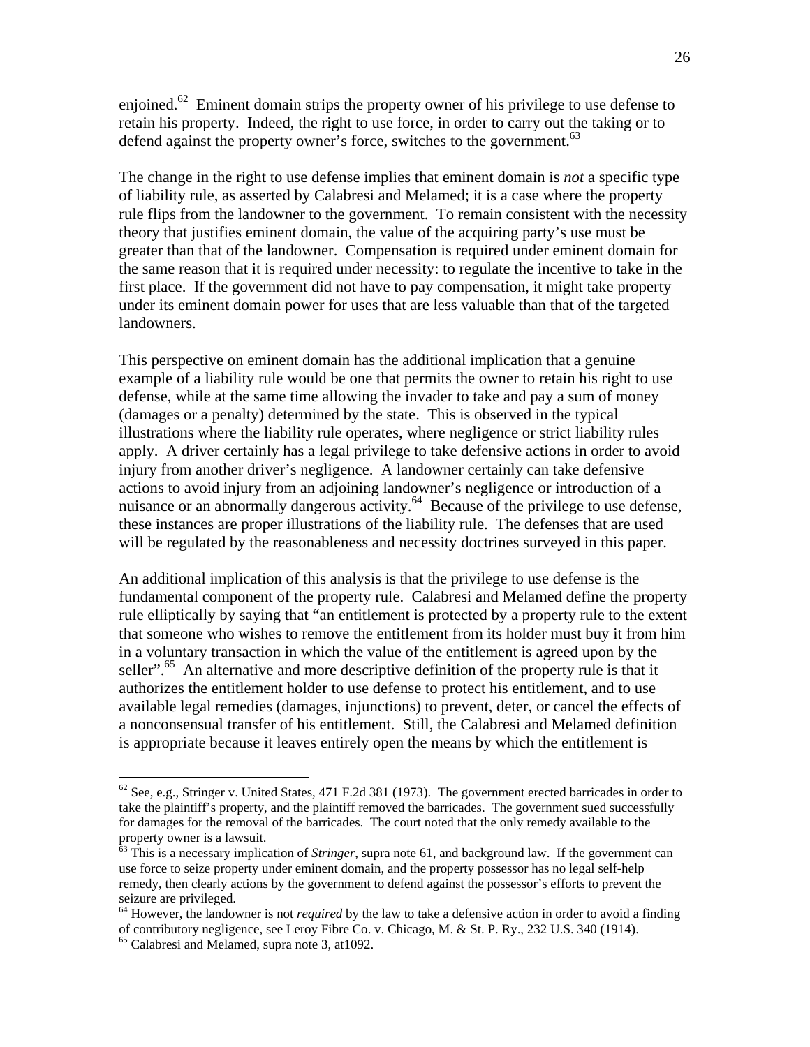enjoined.[62] Eminent domain strips the property owner of his privilege to use defense to retain his property. Indeed, the right to use force, in order to carry out the taking or to defend against the property owner's force, switches to the government.[63]

The change in the right to use defense implies that eminent domain is *not* a specific type of liability rule, as asserted by Calabresi and Melamed; it is a case where the property rule flips from the landowner to the government. To remain consistent with the necessity theory that justifies eminent domain, the value of the acquiring party's use must be greater than that of the landowner. Compensation is required under eminent domain for the same reason that it is required under necessity: to regulate the incentive to take in the first place. If the government did not have to pay compensation, it might take property under its eminent domain power for uses that are less valuable than that of the targeted landowners.

This perspective on eminent domain has the additional implication that a genuine example of a liability rule would be one that permits the owner to retain his right to use defense, while at the same time allowing the invader to take and pay a sum of money (damages or a penalty) determined by the state. This is observed in the typical illustrations where the liability rule operates, where negligence or strict liability rules apply. A driver certainly has a legal privilege to take defensive actions in order to avoid injury from another driver's negligence. A landowner certainly can take defensive actions to avoid injury from an adjoining landowner's negligence or introduction of a nuisance or an abnormally dangerous activity.[64] Because of the privilege to use defense, these instances are proper illustrations of the liability rule. The defenses that are used will be regulated by the reasonableness and necessity doctrines surveyed in this paper.

An additional implication of this analysis is that the privilege to use defense is the fundamental component of the property rule. Calabresi and Melamed define the property rule elliptically by saying that "an entitlement is protected by a property rule to the extent that someone who wishes to remove the entitlement from its holder must buy it from him in a voluntary transaction in which the value of the entitlement is agreed upon by the seller".[65] An alternative and more descriptive definition of the property rule is that it authorizes the entitlement holder to use defense to protect his entitlement, and to use available legal remedies (damages, injunctions) to prevent, deter, or cancel the effects of a nonconsensual transfer of his entitlement. Still, the Calabresi and Melamed definition is appropriate because it leaves entirely open the means by which the entitlement is

---

[62] See, e.g., Stringer v. United States, 471 F.2d 381 (1973). The government erected barricades in order to take the plaintiff's property, and the plaintiff removed the barricades. The government sued successfully for damages for the removal of the barricades. The court noted that the only remedy available to the property owner is a lawsuit.

[63] This is a necessary implication of *Stringer*, supra note 61, and background law. If the government can use force to seize property under eminent domain, and the property possessor has no legal self-help remedy, then clearly actions by the government to defend against the possessor's efforts to prevent the seizure are privileged.

[64] However, the landowner is not *required* by the law to take a defensive action in order to avoid a finding of contributory negligence, see Leroy Fibre Co. v. Chicago, M. & St. P. Ry., 232 U.S. 340 (1914).

[65] Calabresi and Melamed, supra note 3, at1092.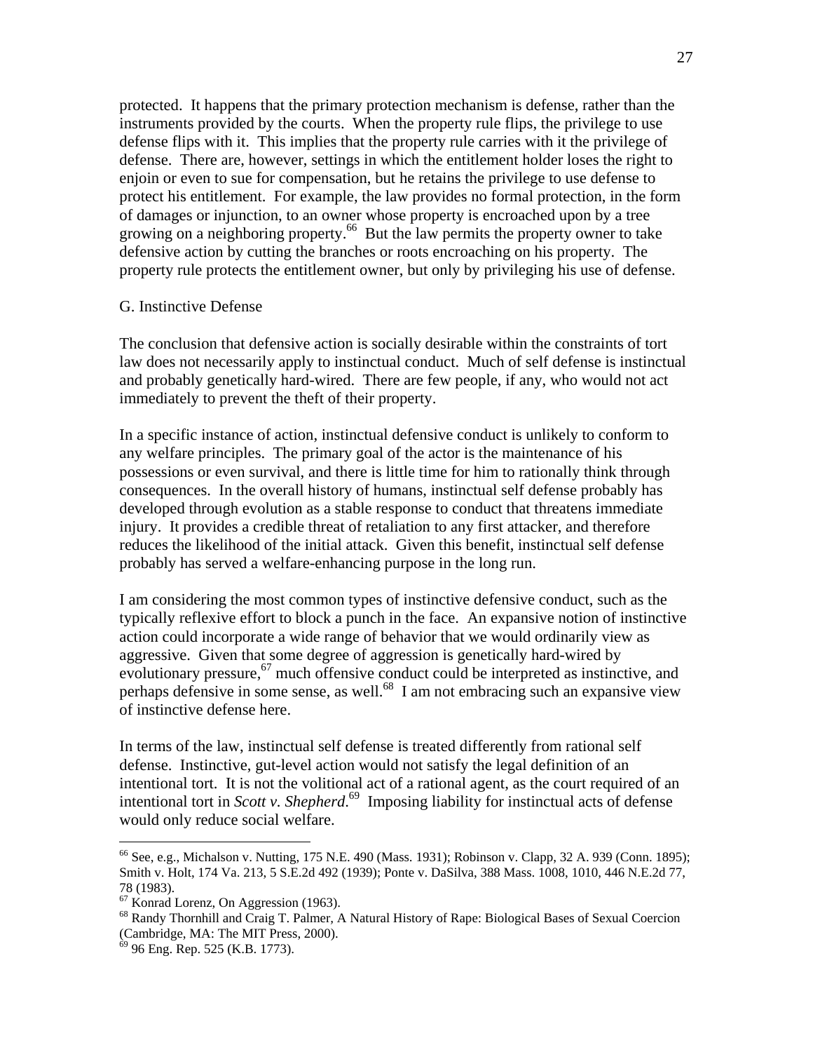protected. It happens that the primary protection mechanism is defense, rather than the instruments provided by the courts. When the property rule flips, the privilege to use defense flips with it. This implies that the property rule carries with it the privilege of defense. There are, however, settings in which the entitlement holder loses the right to enjoin or even to sue for compensation, but he retains the privilege to use defense to protect his entitlement. For example, the law provides no formal protection, in the form of damages or injunction, to an owner whose property is encroached upon by a tree growing on a neighboring property.[66] But the law permits the property owner to take defensive action by cutting the branches or roots encroaching on his property. The property rule protects the entitlement owner, but only by privileging his use of defense.

## G. Instinctive Defense

The conclusion that defensive action is socially desirable within the constraints of tort law does not necessarily apply to instinctual conduct. Much of self defense is instinctual and probably genetically hard-wired. There are few people, if any, who would not act immediately to prevent the theft of their property.

In a specific instance of action, instinctual defensive conduct is unlikely to conform to any welfare principles. The primary goal of the actor is the maintenance of his possessions or even survival, and there is little time for him to rationally think through consequences. In the overall history of humans, instinctual self defense probably has developed through evolution as a stable response to conduct that threatens immediate injury. It provides a credible threat of retaliation to any first attacker, and therefore reduces the likelihood of the initial attack. Given this benefit, instinctual self defense probably has served a welfare-enhancing purpose in the long run.

I am considering the most common types of instinctive defensive conduct, such as the typically reflexive effort to block a punch in the face. An expansive notion of instinctive action could incorporate a wide range of behavior that we would ordinarily view as aggressive. Given that some degree of aggression is genetically hard-wired by evolutionary pressure,[67] much offensive conduct could be interpreted as instinctive, and perhaps defensive in some sense, as well.[68] I am not embracing such an expansive view of instinctive defense here.

In terms of the law, instinctual self defense is treated differently from rational self defense. Instinctive, gut-level action would not satisfy the legal definition of an intentional tort. It is not the volitional act of a rational agent, as the court required of an intentional tort in *Scott v. Shepherd*.[69] Imposing liability for instinctual acts of defense would only reduce social welfare.

---

[66] See, e.g., Michalson v. Nutting, 175 N.E. 490 (Mass. 1931); Robinson v. Clapp, 32 A. 939 (Conn. 1895); Smith v. Holt, 174 Va. 213, 5 S.E.2d 492 (1939); Ponte v. DaSilva, 388 Mass. 1008, 1010, 446 N.E.2d 77, 78 (1983).

[67] Konrad Lorenz, On Aggression (1963).

[68] Randy Thornhill and Craig T. Palmer, A Natural History of Rape: Biological Bases of Sexual Coercion (Cambridge, MA: The MIT Press, 2000).

[69] 96 Eng. Rep. 525 (K.B. 1773).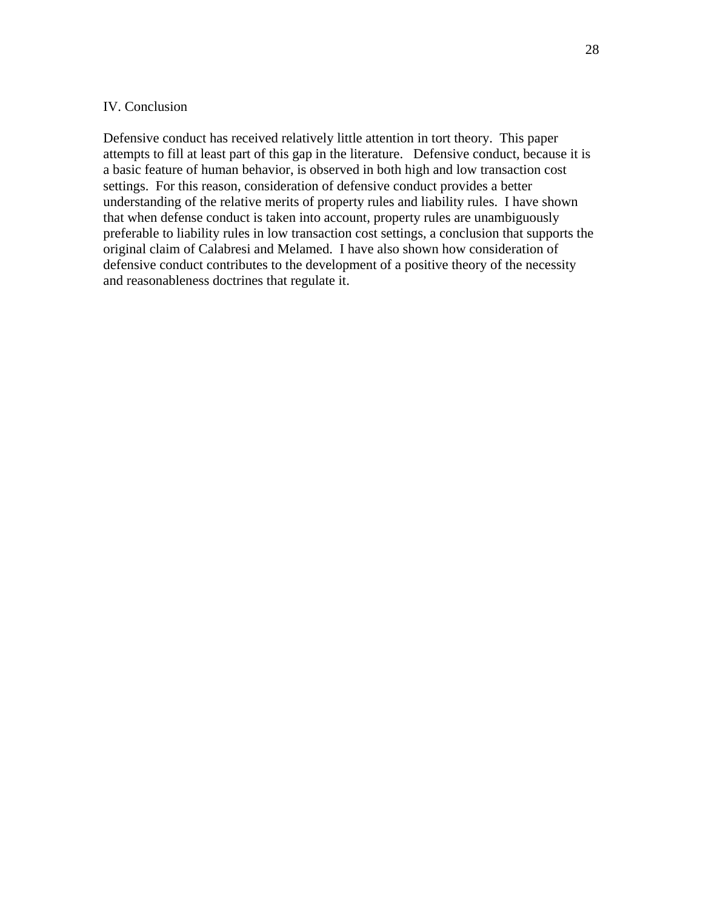## IV. Conclusion

Defensive conduct has received relatively little attention in tort theory. This paper attempts to fill at least part of this gap in the literature. Defensive conduct, because it is a basic feature of human behavior, is observed in both high and low transaction cost settings. For this reason, consideration of defensive conduct provides a better understanding of the relative merits of property rules and liability rules. I have shown that when defense conduct is taken into account, property rules are unambiguously preferable to liability rules in low transaction cost settings, a conclusion that supports the original claim of Calabresi and Melamed. I have also shown how consideration of defensive conduct contributes to the development of a positive theory of the necessity and reasonableness doctrines that regulate it.